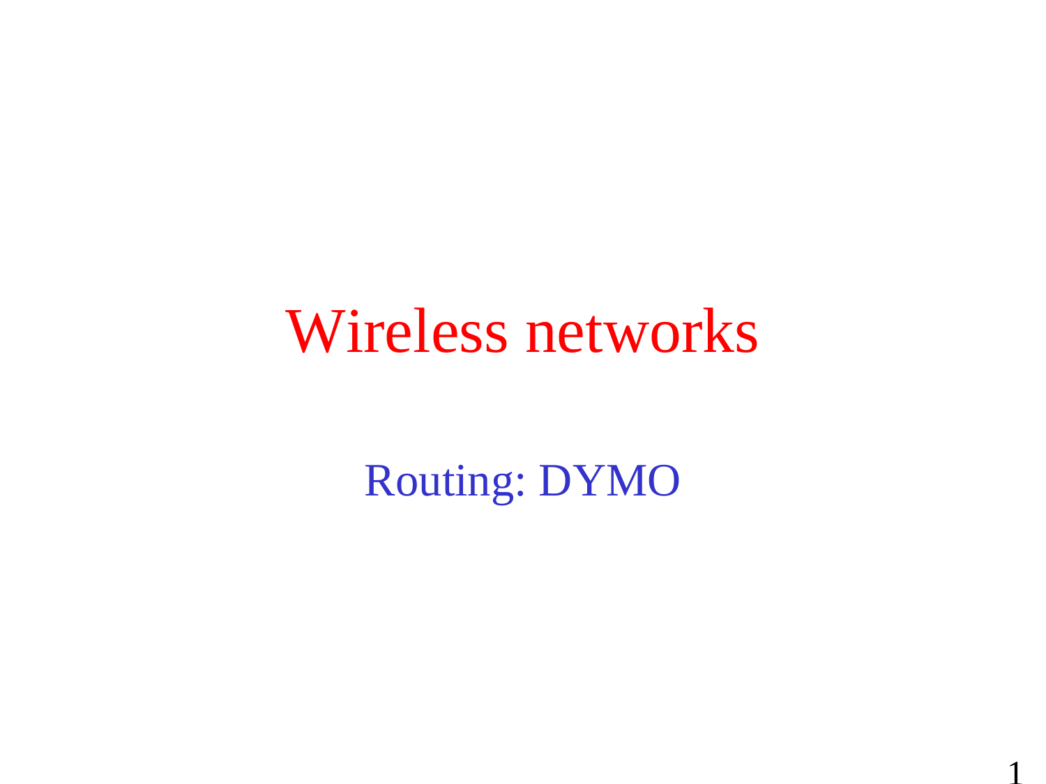# Wireless networks

## Routing: DYMO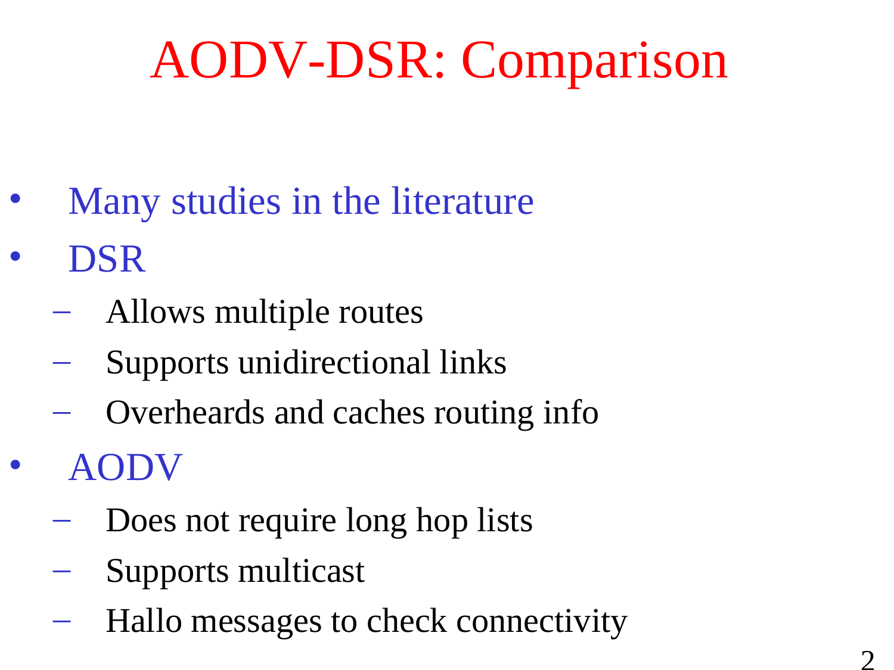# AODV-DSR: Comparison

- Many studies in the literature
- DSR
  - Allows multiple routes
  - Supports unidirectional links
  - Overheards and caches routing info
- AODV
  - Does not require long hop lists
  - Supports multicast
  - Hallo messages to check connectivity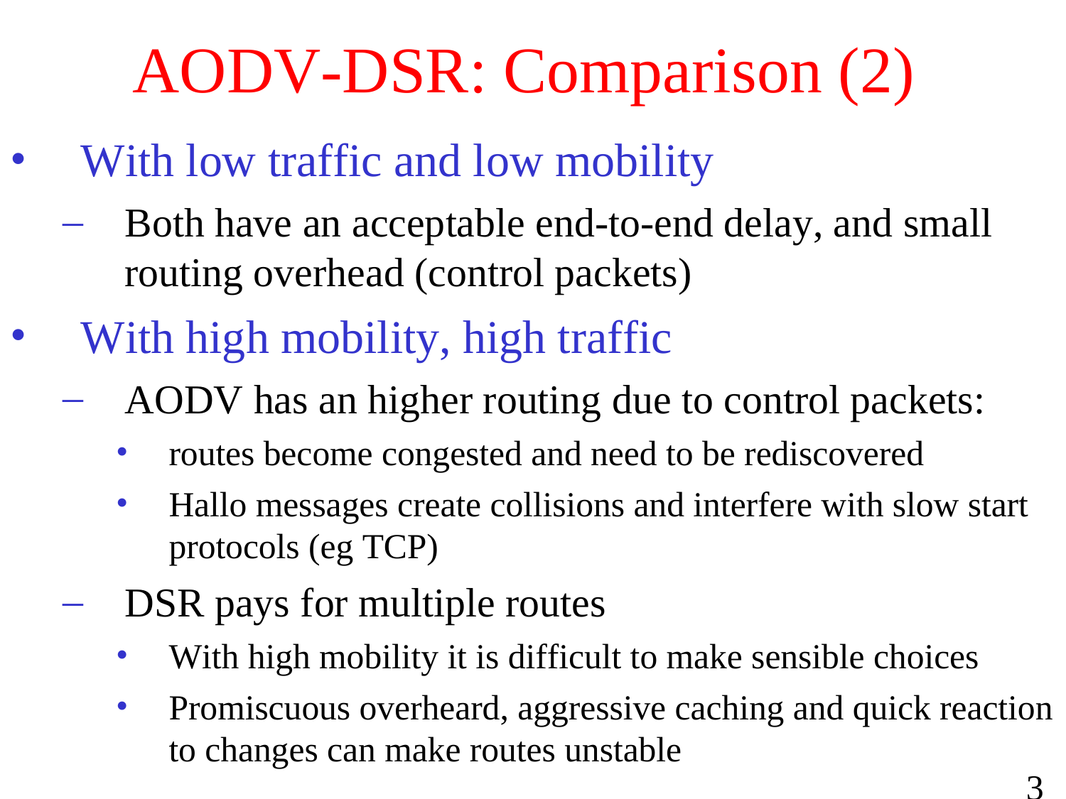# AODV-DSR: Comparison (2)

- With low traffic and low mobility
  - Both have an acceptable end-to-end delay, and small routing overhead (control packets)
- With high mobility, high traffic
  - AODV has an higher routing due to control packets:
    - routes become congested and need to be rediscovered
    - Hallo messages create collisions and interfere with slow start protocols (eg TCP)
  - DSR pays for multiple routes
    - With high mobility it is difficult to make sensible choices
    - Promiscuous overheard, aggressive caching and quick reaction to changes can make routes unstable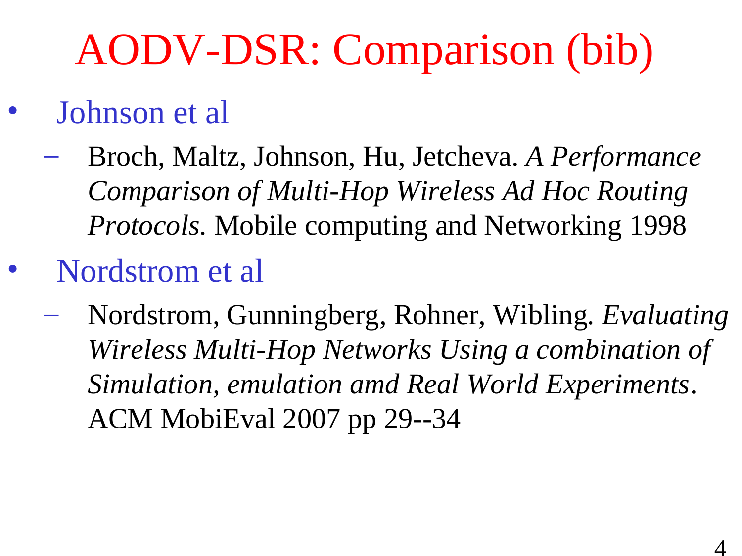# AODV-DSR: Comparison (bib)

- Johnson et al
  - Broch, Maltz, Johnson, Hu, Jetcheva. *A Performance Comparison of Multi-Hop Wireless Ad Hoc Routing Protocols*. Mobile computing and Networking 1998
- Nordstrom et al
  - Nordstrom, Gunningberg, Rohner, Wibling. *Evaluating Wireless Multi-Hop Networks Using a combination of Simulation, emulation amd Real World Experiments*. ACM MobiEval 2007 pp 29--34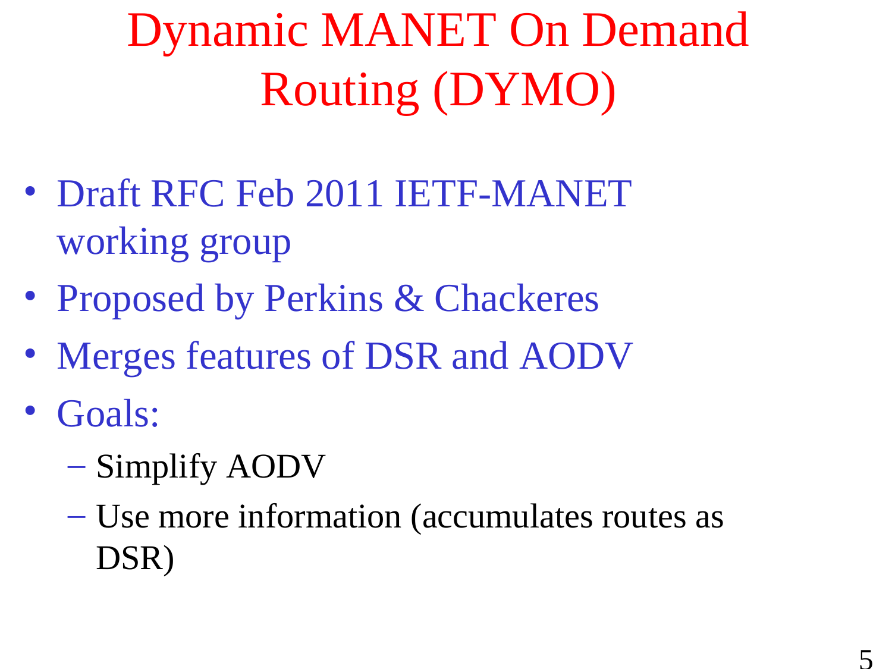# Dynamic MANET On Demand Routing (DYMO)

- Draft RFC Feb 2011 IETF-MANET working group
- Proposed by Perkins & Chackeres
- Merges features of DSR and AODV
- Goals:
  - Simplify AODV
  - Use more information (accumulates routes as DSR)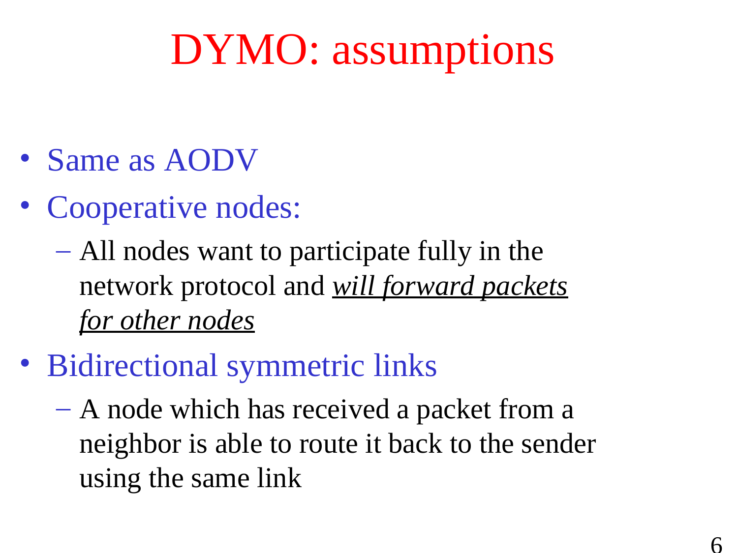# DYMO: assumptions

- Same as AODV
- Cooperative nodes:
  - All nodes want to participate fully in the network protocol and ***will forward packets for other nodes***
- Bidirectional symmetric links
  - A node which has received a packet from a neighbor is able to route it back to the sender using the same link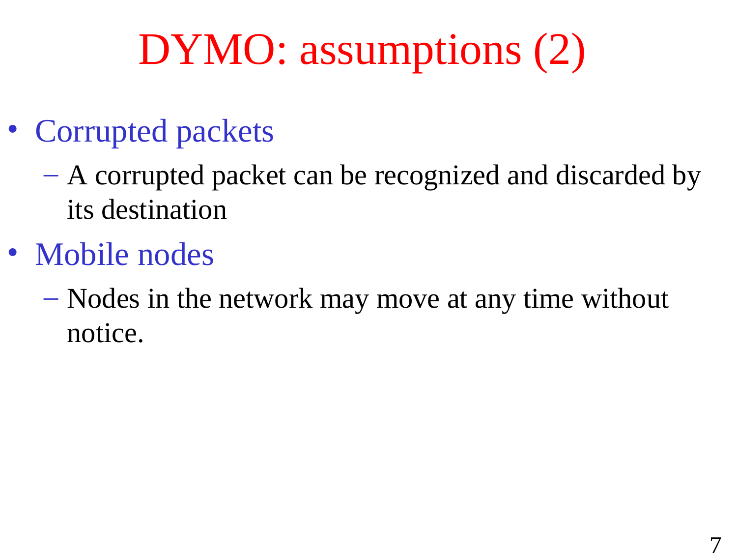# DYMO: assumptions (2)

- Corrupted packets
  - A corrupted packet can be recognized and discarded by its destination
- Mobile nodes
  - Nodes in the network may move at any time without notice.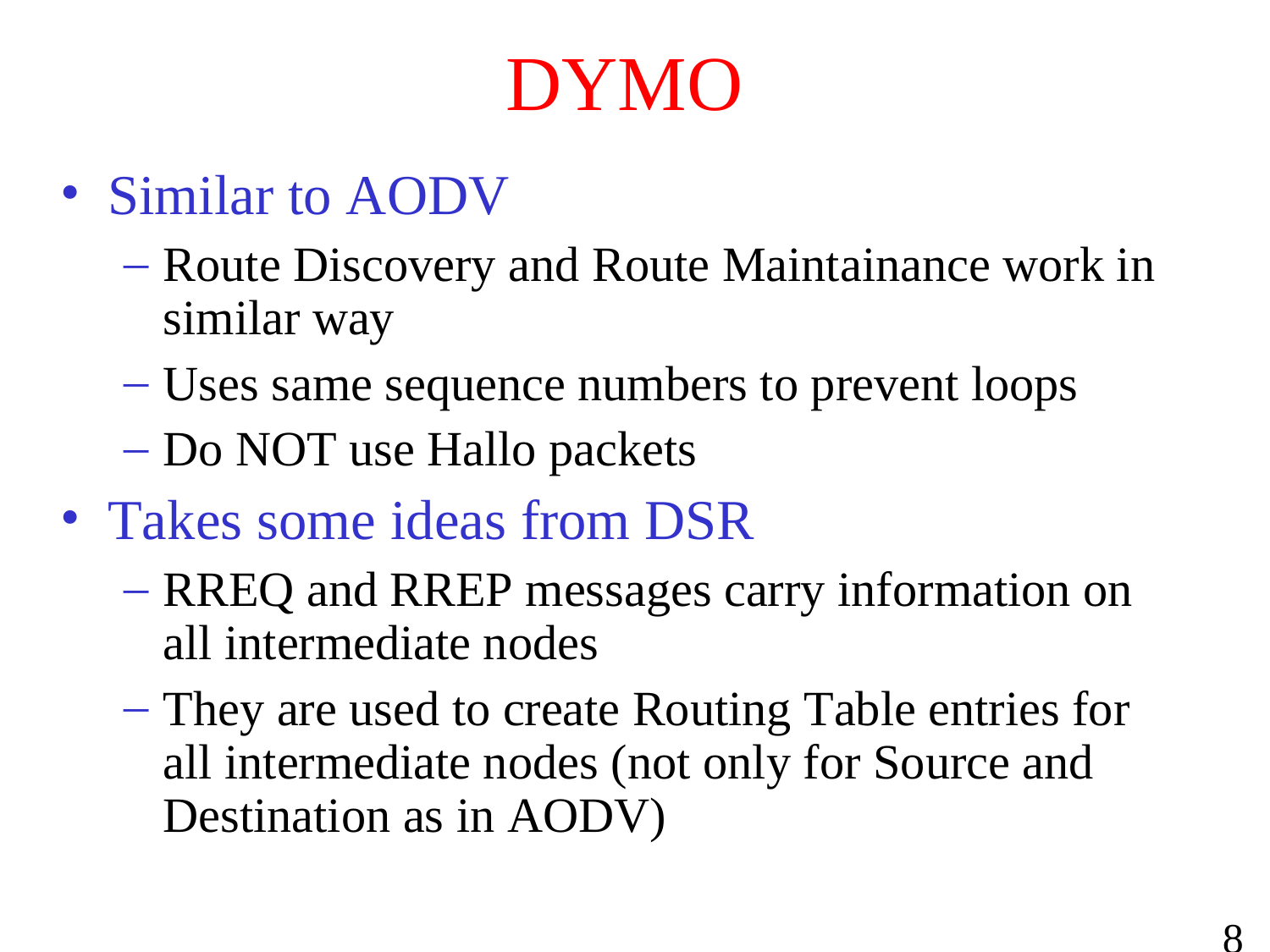# DYMO

- Similar to AODV
  - Route Discovery and Route Maintainance work in similar way
  - Uses same sequence numbers to prevent loops
  - Do NOT use Hallo packets
- Takes some ideas from DSR
  - RREQ and RREP messages carry information on all intermediate nodes
  - They are used to create Routing Table entries for all intermediate nodes (not only for Source and Destination as in AODV)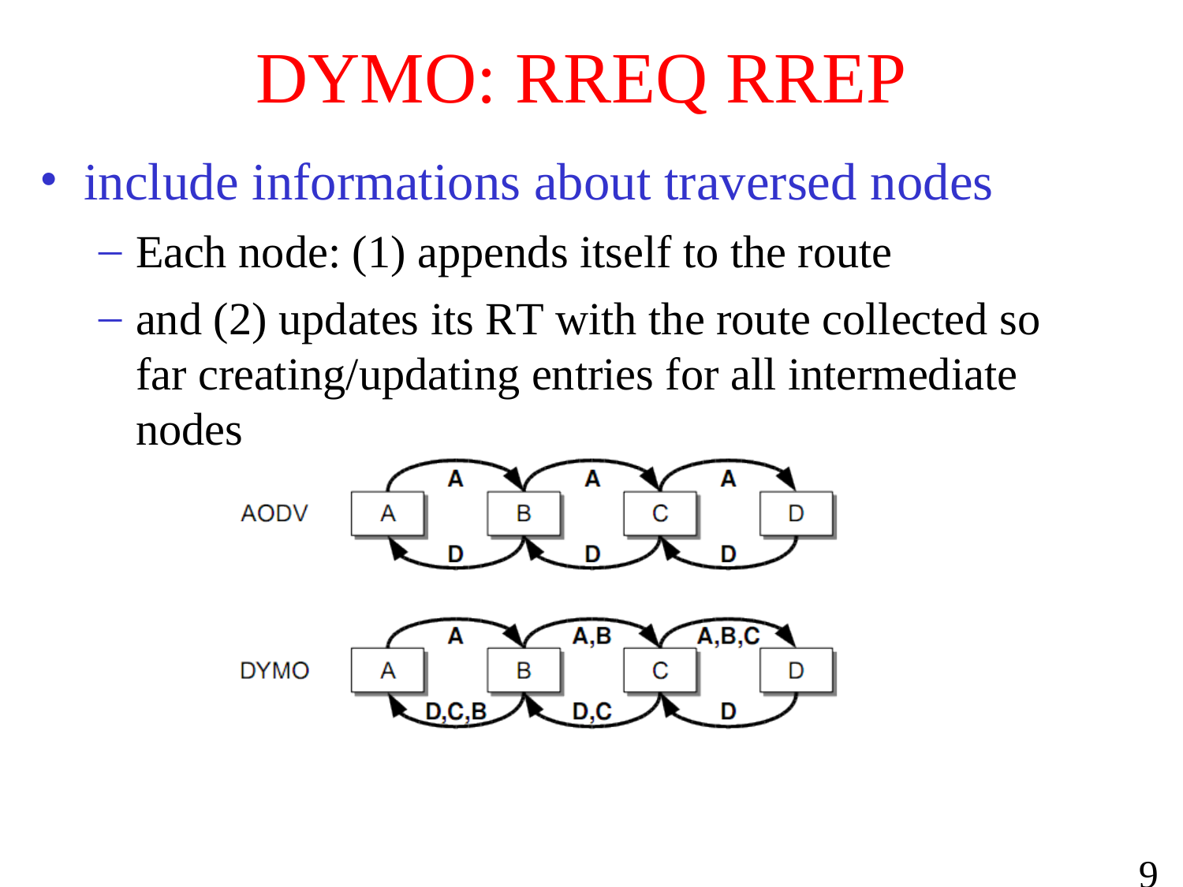# DYMO: RREQ RREP

- include informations about traversed nodes
  - Each node: (1) appends itself to the route
  - and (2) updates its RT with the route collected so far creating/updating entries for all intermediate nodes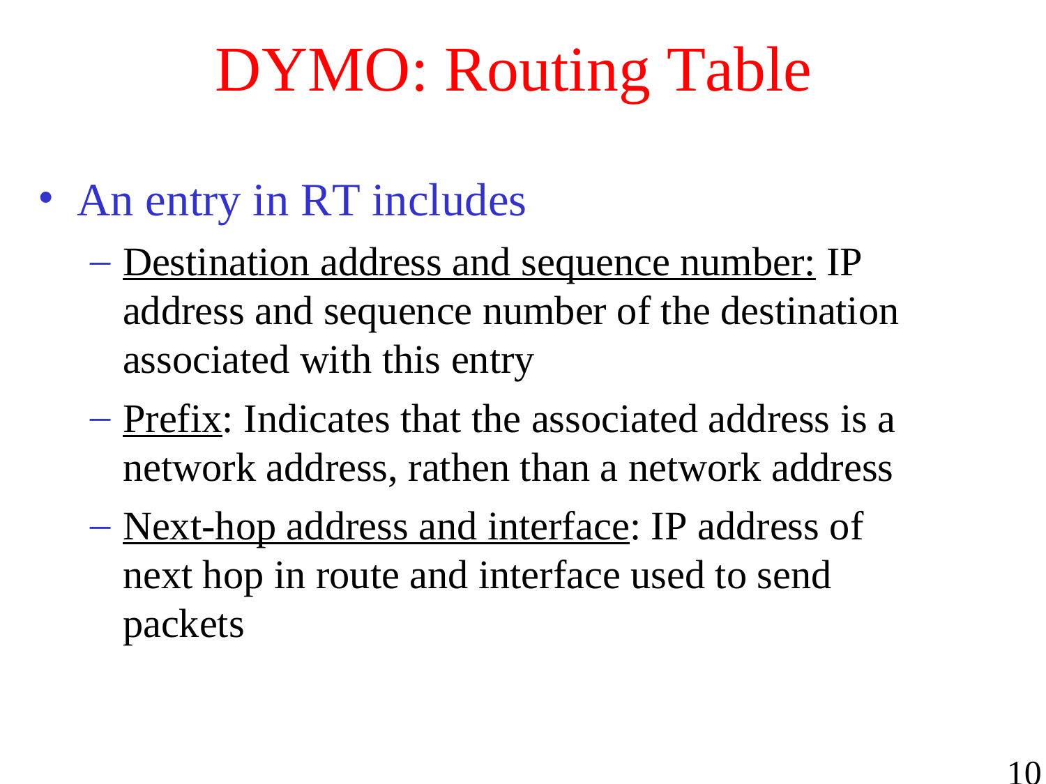# DYMO: Routing Table

- An entry in RT includes
  - <u>Destination address and sequence number:</u> IP address and sequence number of the destination associated with this entry
  - <u>Prefix</u>: Indicates that the associated address is a network address, rathen than a network address
  - <u>Next-hop address and interface</u>: IP address of next hop in route and interface used to send packets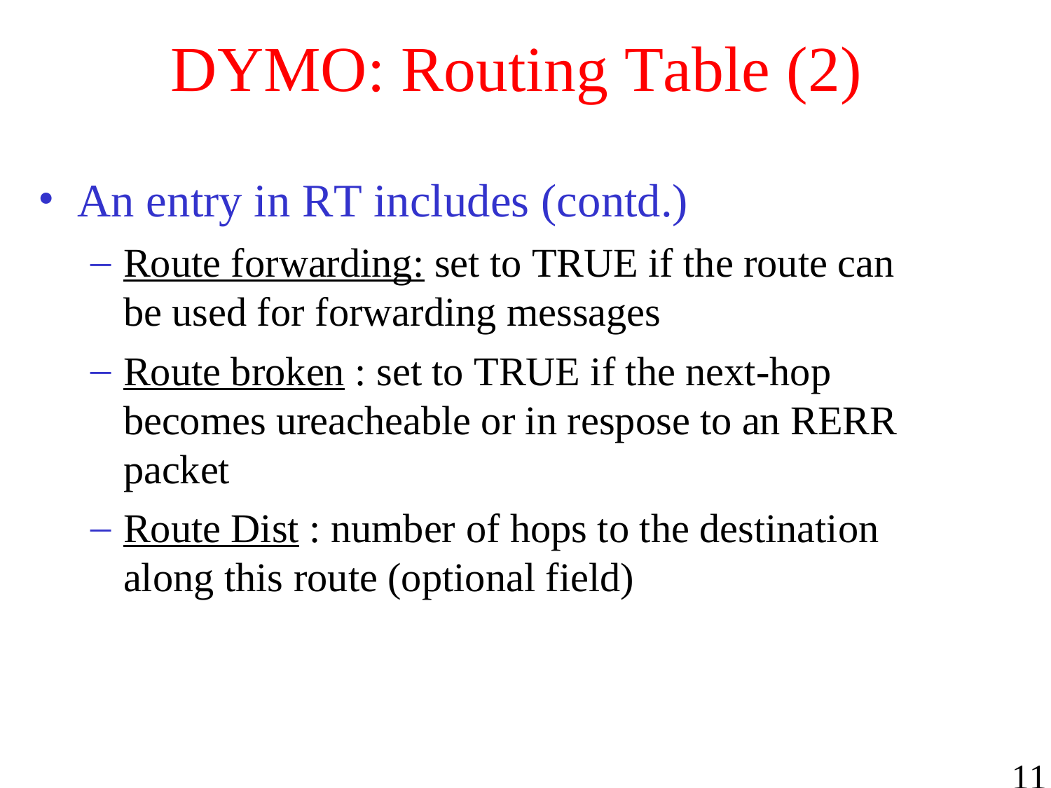# DYMO: Routing Table (2)

- An entry in RT includes (contd.)
  - Route forwarding: set to TRUE if the route can be used for forwarding messages
  - Route broken : set to TRUE if the next-hop becomes ureacheable or in respose to an RERR packet
  - Route Dist : number of hops to the destination along this route (optional field)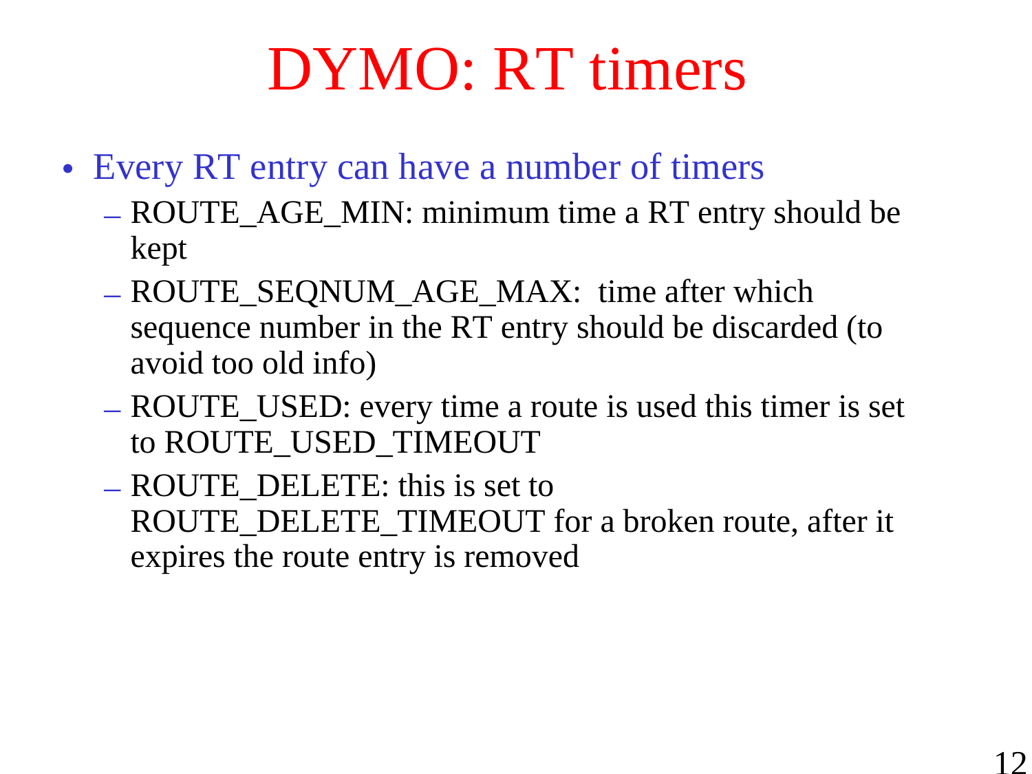# DYMO: RT timers

- Every RT entry can have a number of timers
  - ROUTE_AGE_MIN: minimum time a RT entry should be kept
  - ROUTE_SEQNUM_AGE_MAX: time after which sequence number in the RT entry should be discarded (to avoid too old info)
  - ROUTE_USED: every time a route is used this timer is set to ROUTE_USED_TIMEOUT
  - ROUTE_DELETE: this is set to ROUTE_DELETE_TIMEOUT for a broken route, after it expires the route entry is removed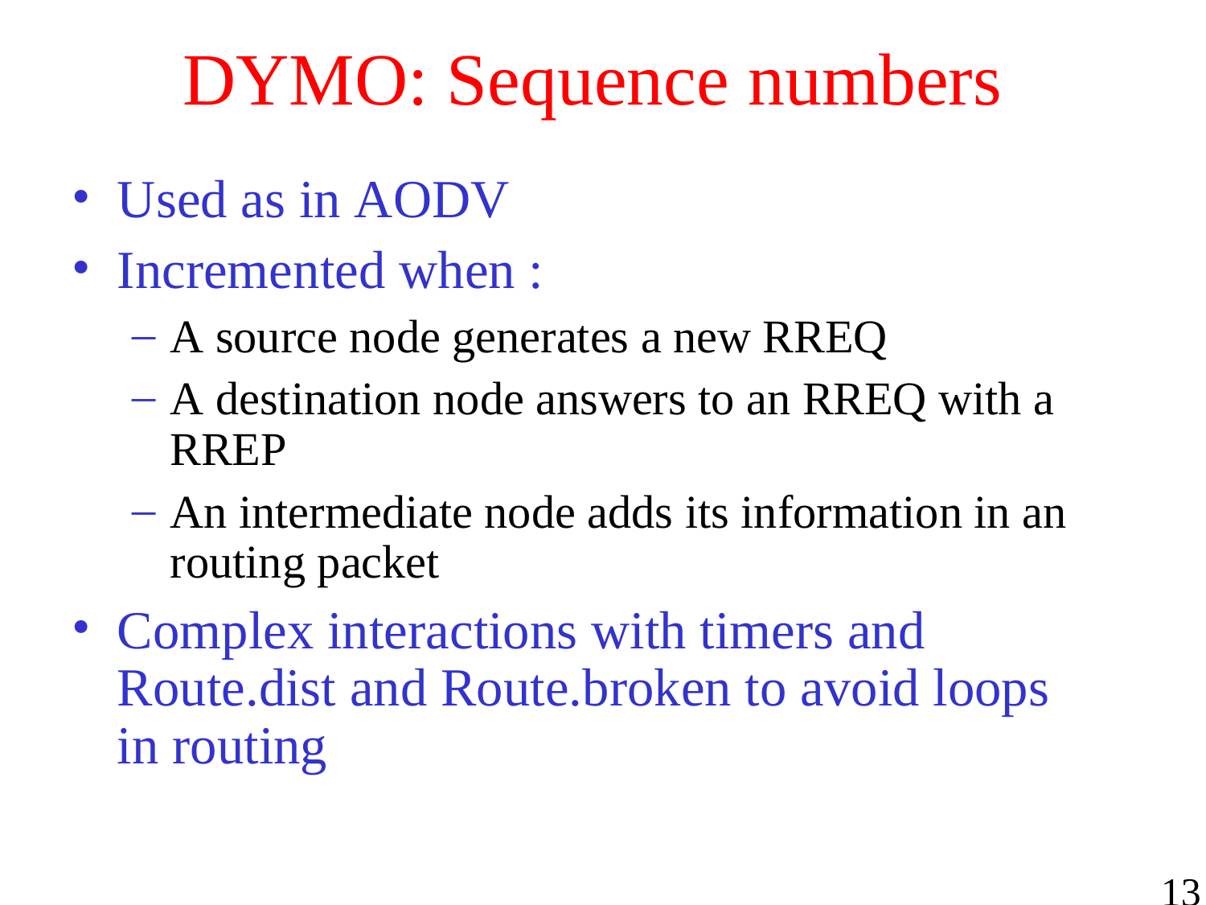# DYMO: Sequence numbers

- Used as in AODV
- Incremented when :
  - A source node generates a new RREQ
  - A destination node answers to an RREQ with a RREP
  - An intermediate node adds its information in an routing packet
- Complex interactions with timers and Route.dist and Route.broken to avoid loops in routing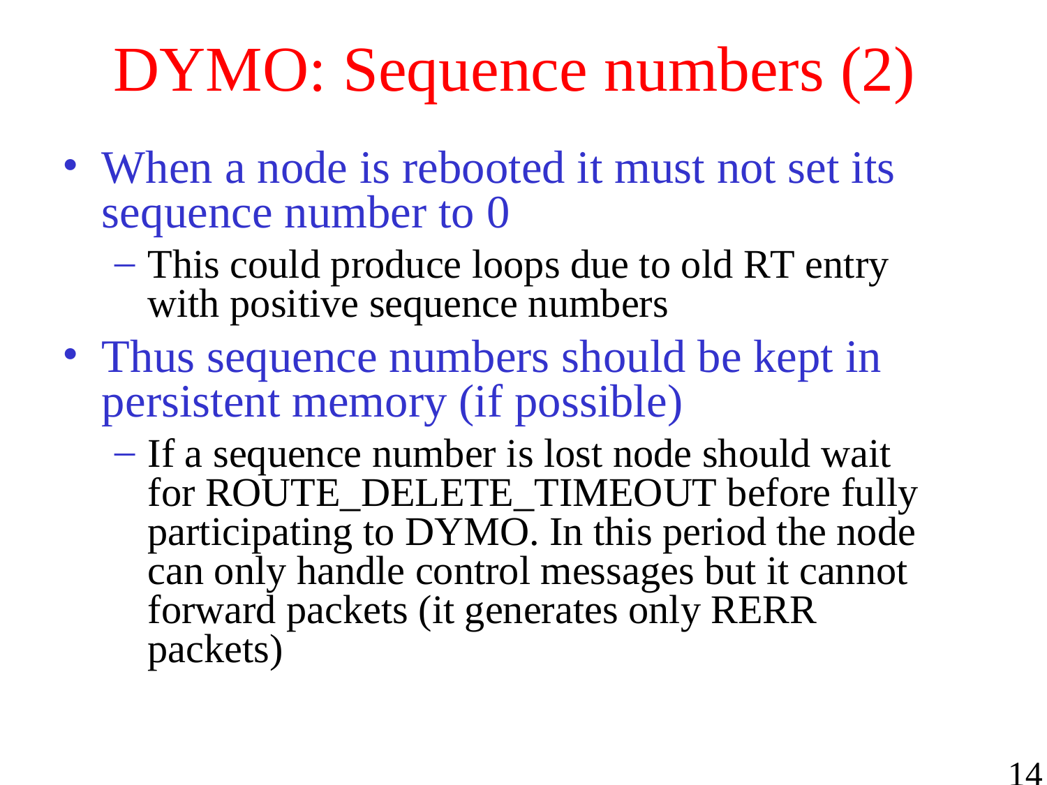# DYMO: Sequence numbers (2)

- When a node is rebooted it must not set its sequence number to 0
  - This could produce loops due to old RT entry with positive sequence numbers
- Thus sequence numbers should be kept in persistent memory (if possible)
  - If a sequence number is lost node should wait for ROUTE_DELETE_TIMEOUT before fully participating to DYMO. In this period the node can only handle control messages but it cannot forward packets (it generates only RERR packets)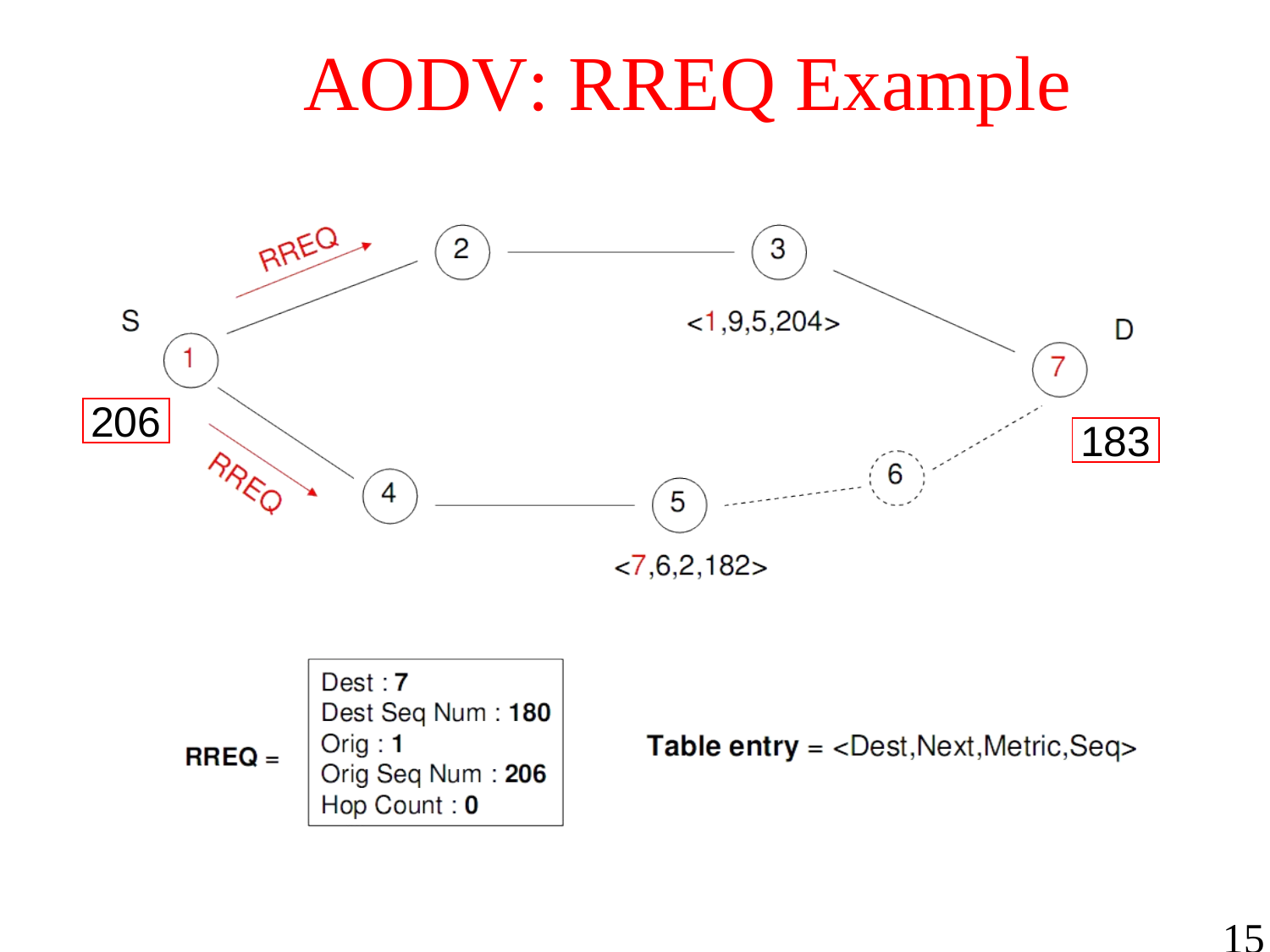# AODV: RREQ Example

S

1

206

RREQ

RREQ

2

3

<1,9,5,204>

D

7

183

4

5

6

<7,6,2,182>

RREQ =

Dest : **7**
Dest Seq Num : **180**
Orig : **1**
Orig Seq Num : **206**
Hop Count : **0**

**Table entry** = <Dest,Next,Metric,Seq>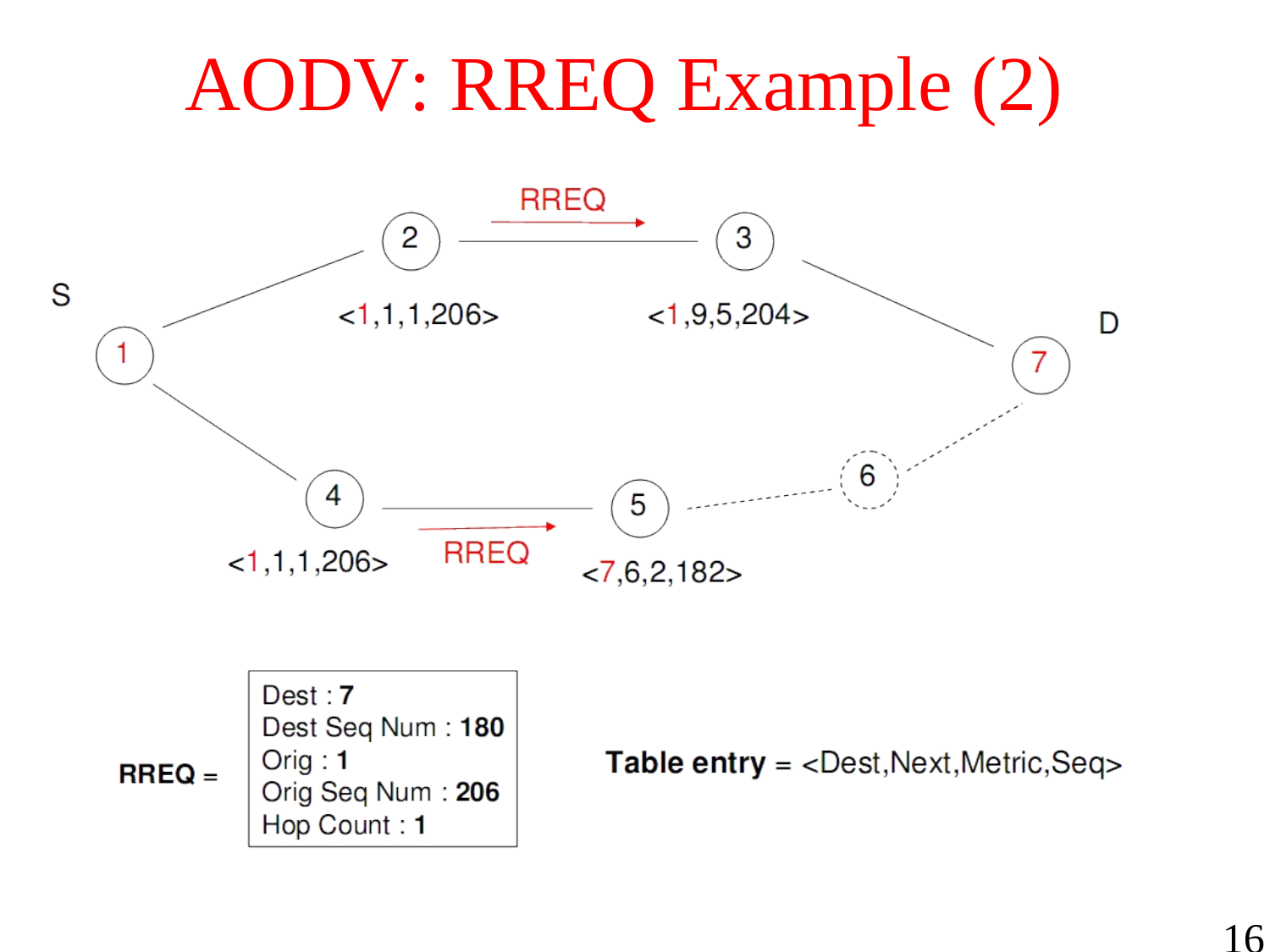# AODV: RREQ Example (2)

S

D

RREQ

RREQ

<1,1,1,206>

<1,9,5,204>

<1,1,1,206>

<7,6,2,182>

**RREQ** =

Dest : **7**
Dest Seq Num : **180**
Orig : **1**
Orig Seq Num : **206**
Hop Count : **1**

**Table entry** = <Dest,Next,Metric,Seq>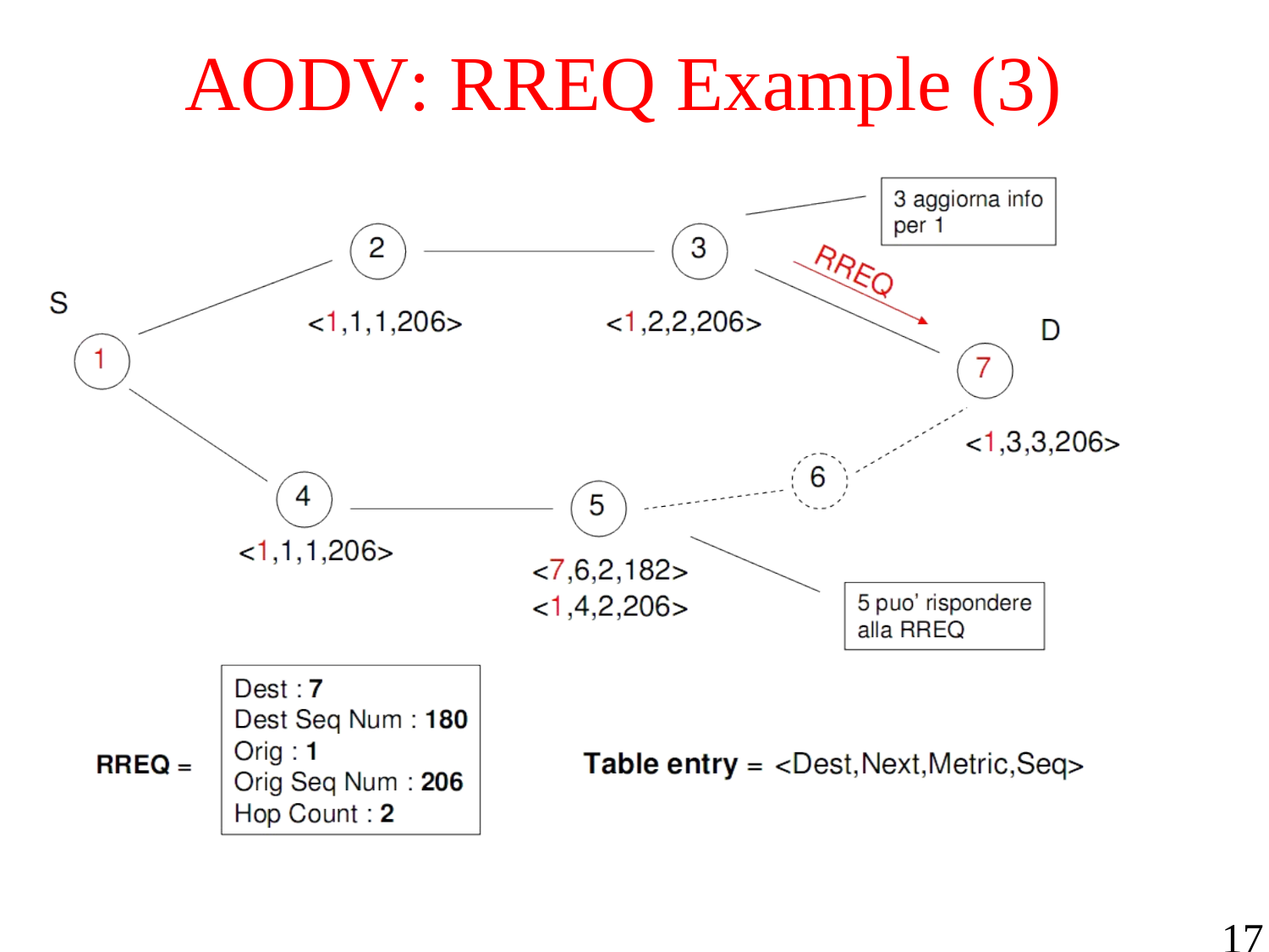# AODV: RREQ Example (3)

S

1

2

<1,1,1,206>

3

<1,2,2,206>

3 aggiorna info per 1

RREQ

D

7

<1,3,3,206>

6

4

<1,1,1,206>

5

<7,6,2,182>
<1,4,2,206>

5 puo' rispondere alla RREQ

**RREQ** =

Dest : **7**
Dest Seq Num : **180**
Orig : **1**
Orig Seq Num : **206**
Hop Count : **2**

**Table entry** = <Dest,Next,Metric,Seq>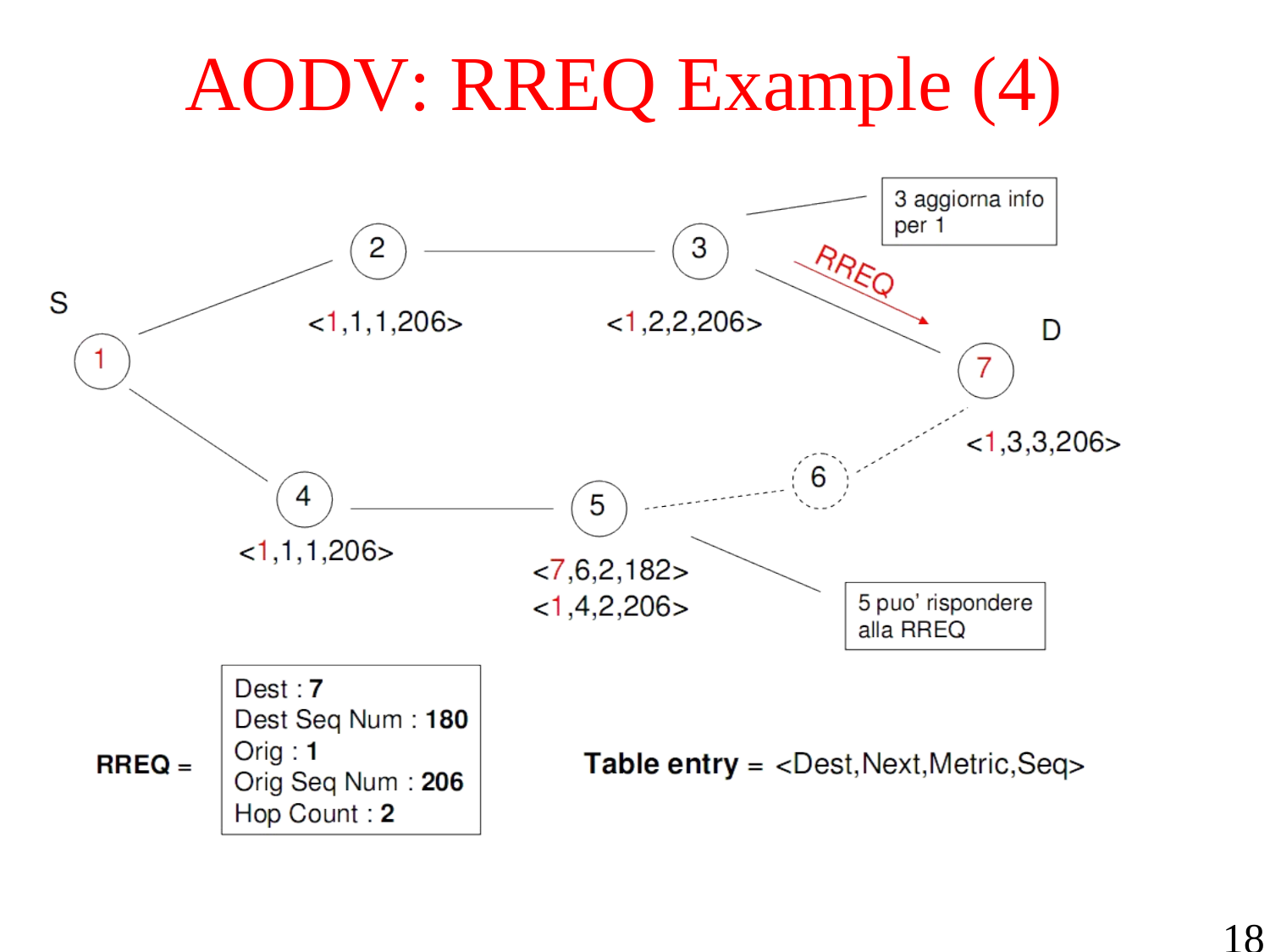# AODV: RREQ Example (4)

S

1

2

<1,1,1,206>

3

<1,2,2,206>

3 aggiorna info per 1

RREQ

D

7

<1,3,3,206>

6

4

<1,1,1,206>

5

<7,6,2,182>

<1,4,2,206>

5 puo' rispondere alla RREQ

**RREQ** =

Dest : **7**
Dest Seq Num : **180**
Orig : **1**
Orig Seq Num : **206**
Hop Count : **2**

**Table entry** = <Dest,Next,Metric,Seq>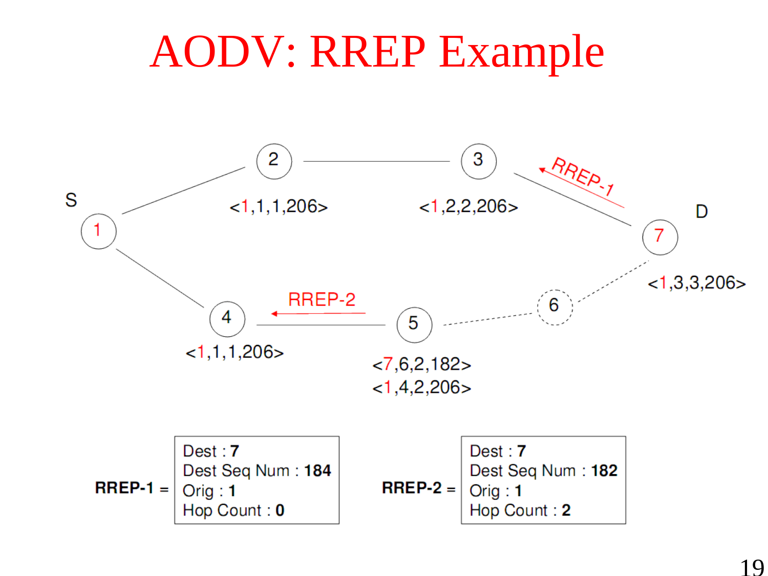# AODV: RREP Example

S

1

2

<1,1,1,206>

3

<1,2,2,206>

RREP-1

D

7

<1,3,3,206>

6

RREP-2

4

<1,1,1,206>

5

<7,6,2,182>
<1,4,2,206>

**RREP-1** =

| Dest : **7** |
|---|
| Dest Seq Num : **184** |
| Orig : **1** |
| Hop Count : **0** |

**RREP-2** =

| Dest : **7** |
|---|
| Dest Seq Num : **182** |
| Orig : **1** |
| Hop Count : **2** |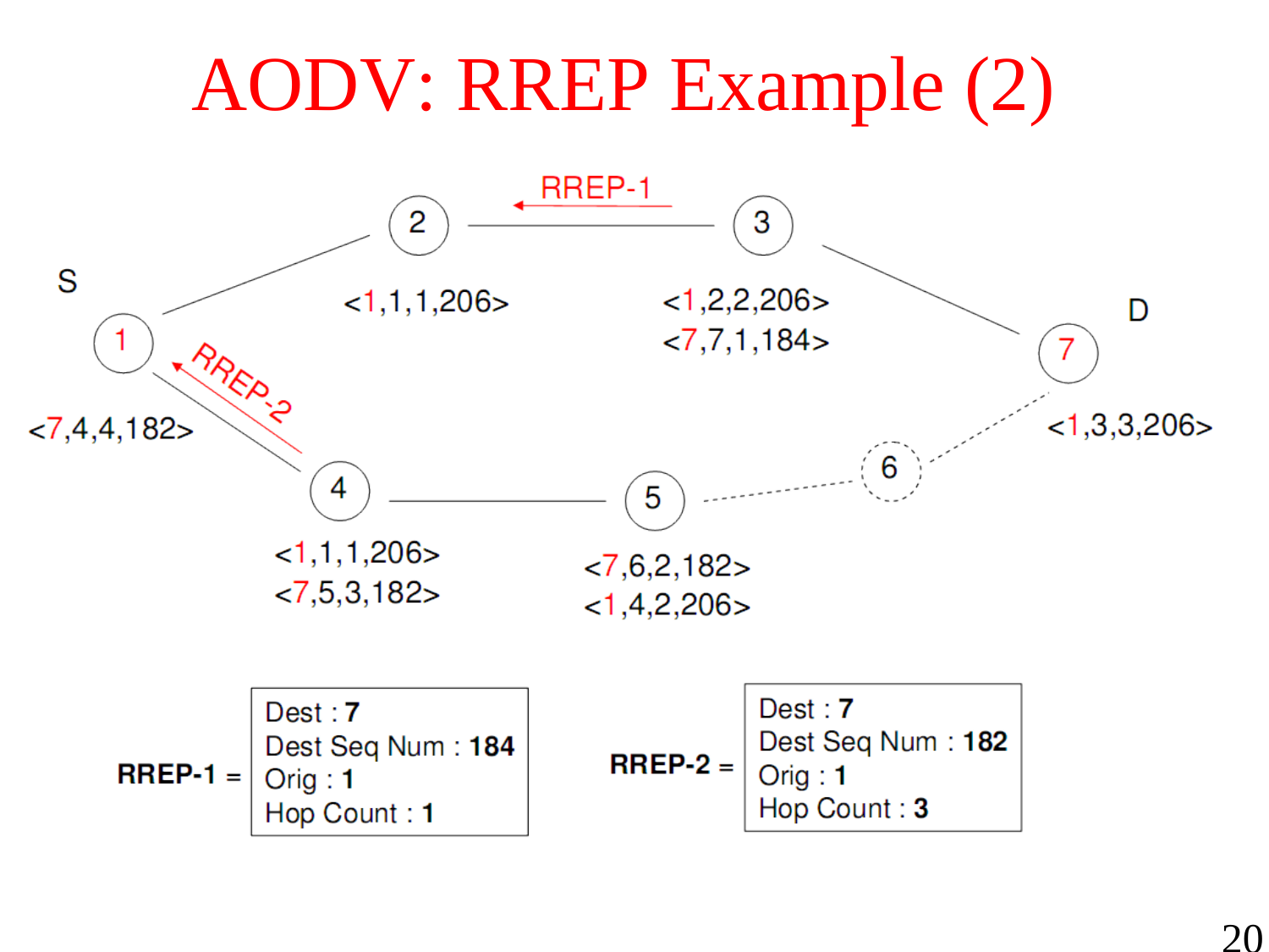# AODV: RREP Example (2)

S — node 1: <7,4,4,182>

Node 2: <1,1,1,206>

Node 3: <1,2,2,206>, <7,7,1,184>

D — node 7: <1,3,3,206>

Node 4: <1,1,1,206>, <7,5,3,182>

Node 5: <7,6,2,182>, <1,4,2,206>

RREP-1 (3 → 2)

RREP-2 (4 → 1)

**RREP-1** =

- Dest : **7**
- Dest Seq Num : **184**
- Orig : **1**
- Hop Count : **1**

**RREP-2** =

- Dest : **7**
- Dest Seq Num : **182**
- Orig : **1**
- Hop Count : **3**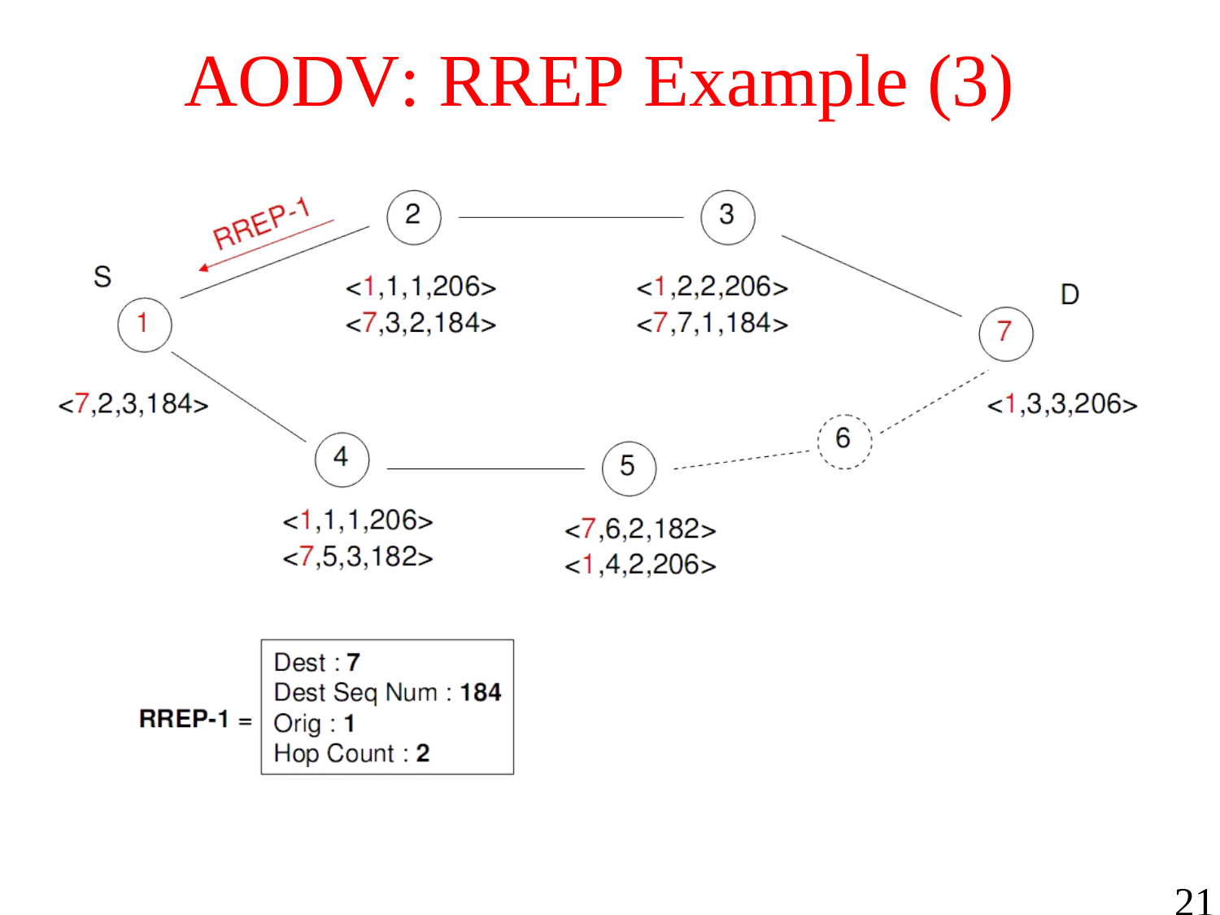# AODV: RREP Example (3)

S

1

<7,2,3,184>

RREP-1

2

<1,1,1,206>
<7,3,2,184>

3

<1,2,2,206>
<7,7,1,184>

D

7

<1,3,3,206>

4

<1,1,1,206>
<7,5,3,182>

5

<7,6,2,182>
<1,4,2,206>

6

**RREP-1** =

| |
|---|
| Dest : **7** |
| Dest Seq Num : **184** |
| Orig : **1** |
| Hop Count : **2** |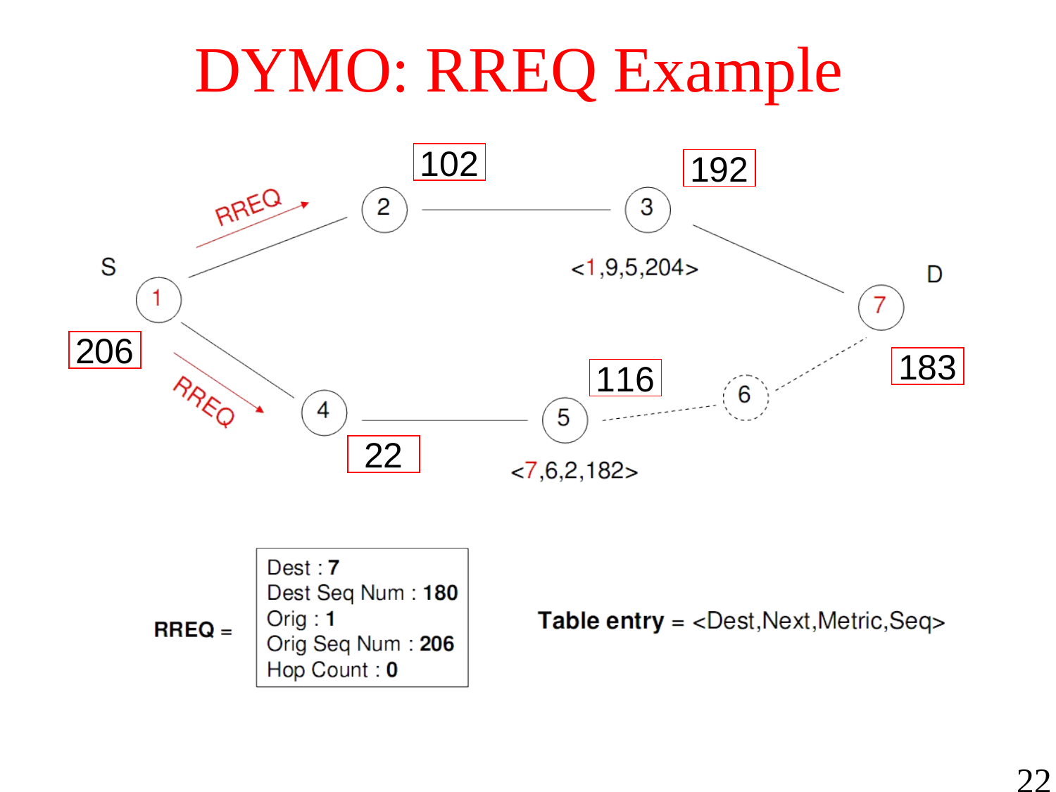# DYMO: RREQ Example

S

1 — 206

2 — 102

3 — 192 — <1,9,5,204>

4 — 22

5 — 116 — <7,6,2,182>

6

7 — 183

D

RREQ → 2

RREQ → 4

**RREQ** =

Dest : **7**
Dest Seq Num : **180**
Orig : **1**
Orig Seq Num : **206**
Hop Count : **0**

**Table entry** = <Dest,Next,Metric,Seq>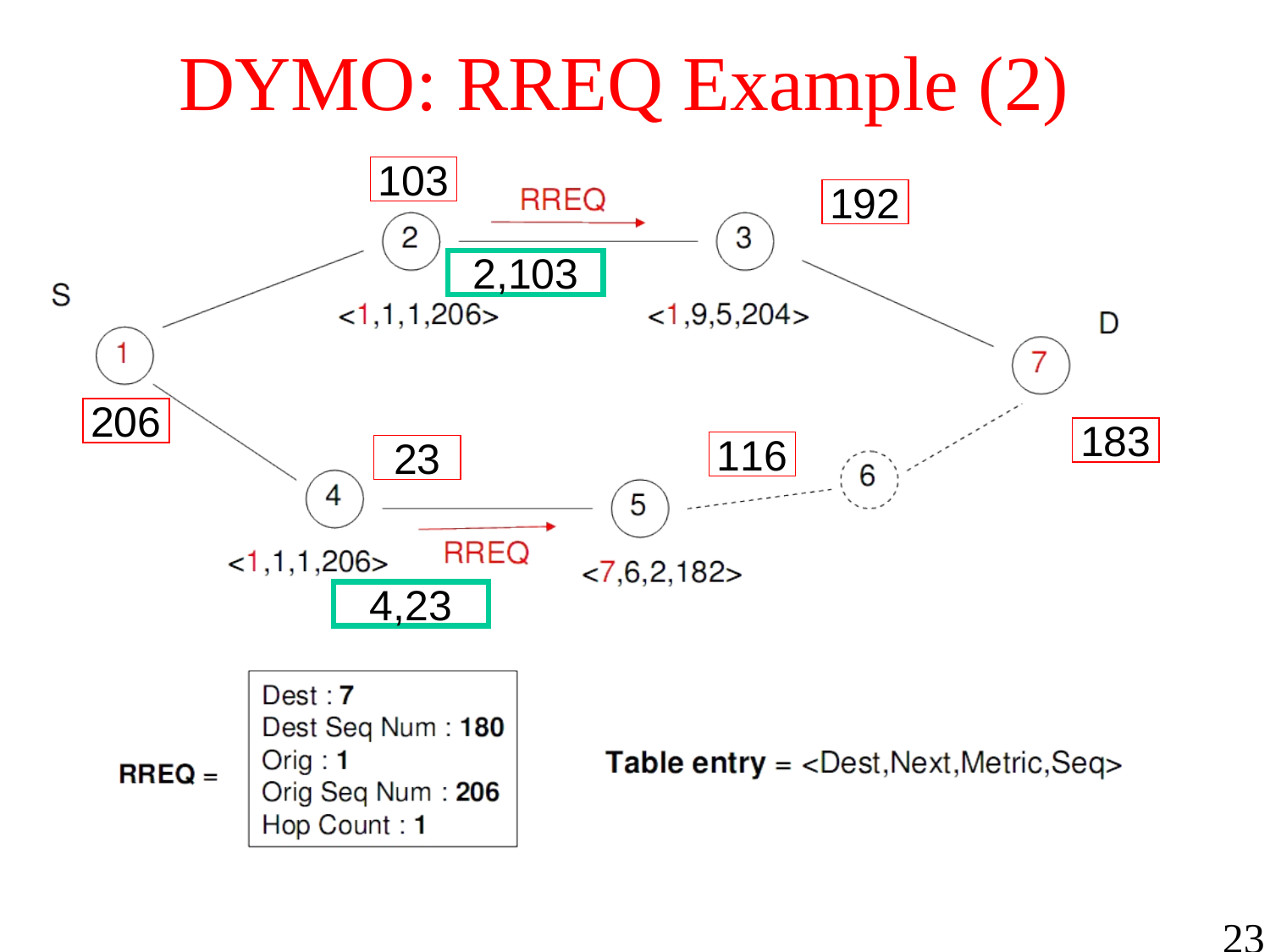# DYMO: RREQ Example (2)

S

1

206

2

103

<1,1,1,206>

RREQ

2,103

3

192

<1,9,5,204>

D

7

183

4

23

<1,1,1,206>

RREQ

4,23

5

116

<7,6,2,182>

6

**RREQ** =

Dest : **7**
Dest Seq Num : **180**
Orig : **1**
Orig Seq Num : **206**
Hop Count : **1**

**Table entry** = <Dest,Next,Metric,Seq>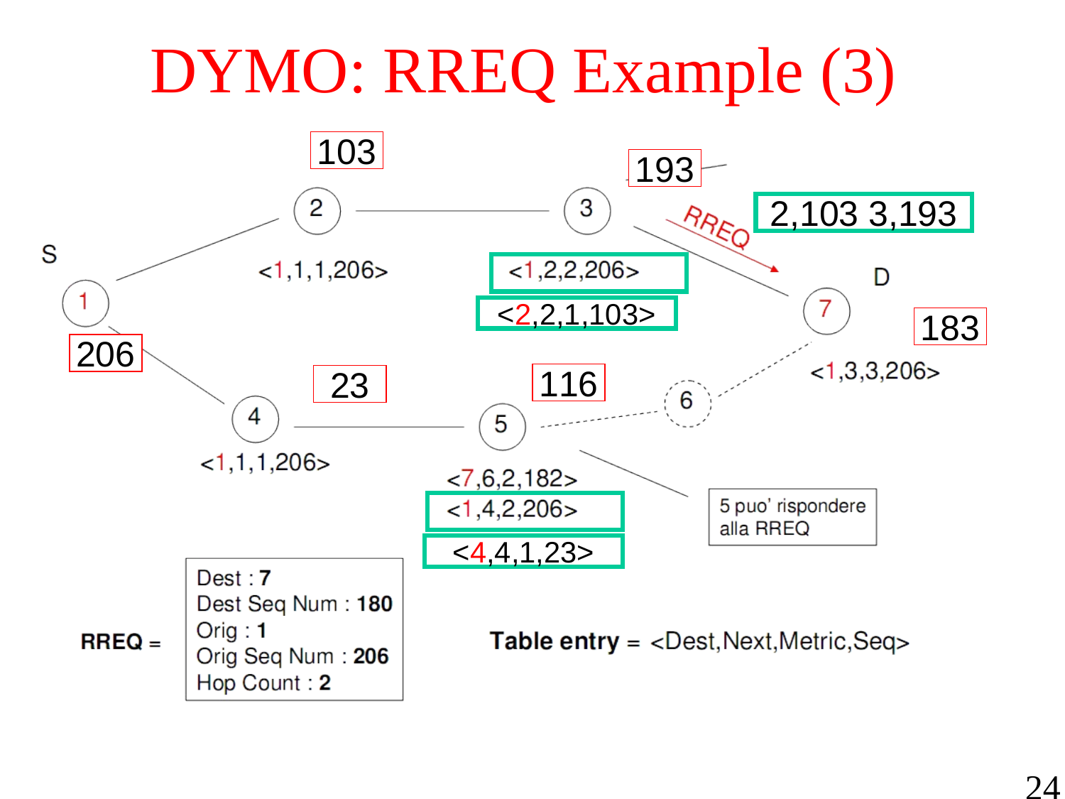# DYMO: RREQ Example (3)

S

1 — 206

2 — 103 — <1,1,1,206>

3 — 193 — <1,2,2,206> — <2,2,1,103>

RREQ

2,103 3,193

D

7 — 183 — <1,3,3,206>

4 — 23 — <1,1,1,206>

5 — 116 — <7,6,2,182> — <1,4,2,206> — <4,4,1,23>

6

5 puo' rispondere alla RREQ

RREQ =

Dest : **7**
Dest Seq Num : **180**
Orig : **1**
Orig Seq Num : **206**
Hop Count : **2**

**Table entry** = <Dest,Next,Metric,Seq>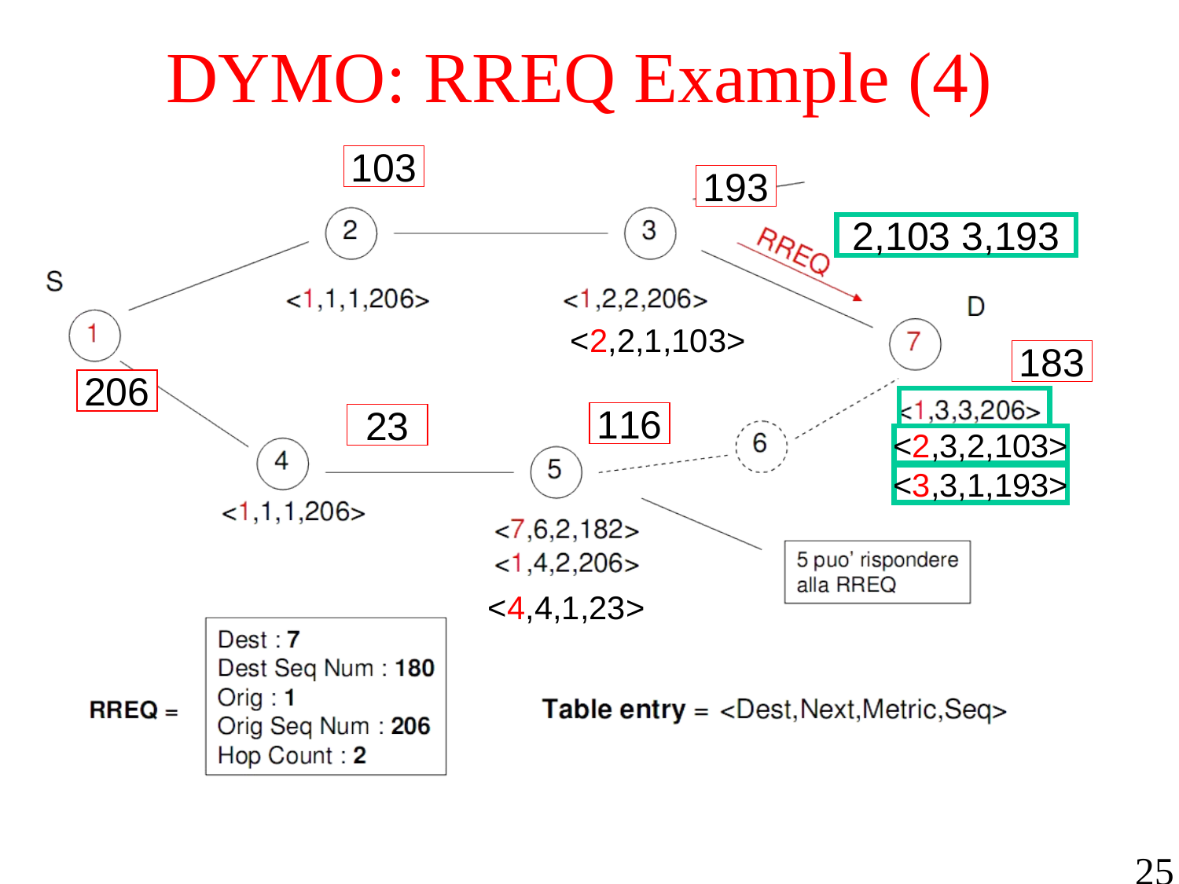# DYMO: RREQ Example (4)

S

1 — 206

2 — 103 — <1,1,1,206>

3 — 193 — <1,2,2,206>, <2,2,1,103>

RREQ

2,103 3,193

D

7 — 183 — <1,3,3,206>, <2,3,2,103>, <3,3,1,193>

4 — <1,1,1,206>

23

5 — 116 — <7,6,2,182>, <1,4,2,206>, <4,4,1,23>

6

5 puo' rispondere alla RREQ

**RREQ** =

- Dest : **7**
- Dest Seq Num : **180**
- Orig : **1**
- Orig Seq Num : **206**
- Hop Count : **2**

**Table entry** = <Dest,Next,Metric,Seq>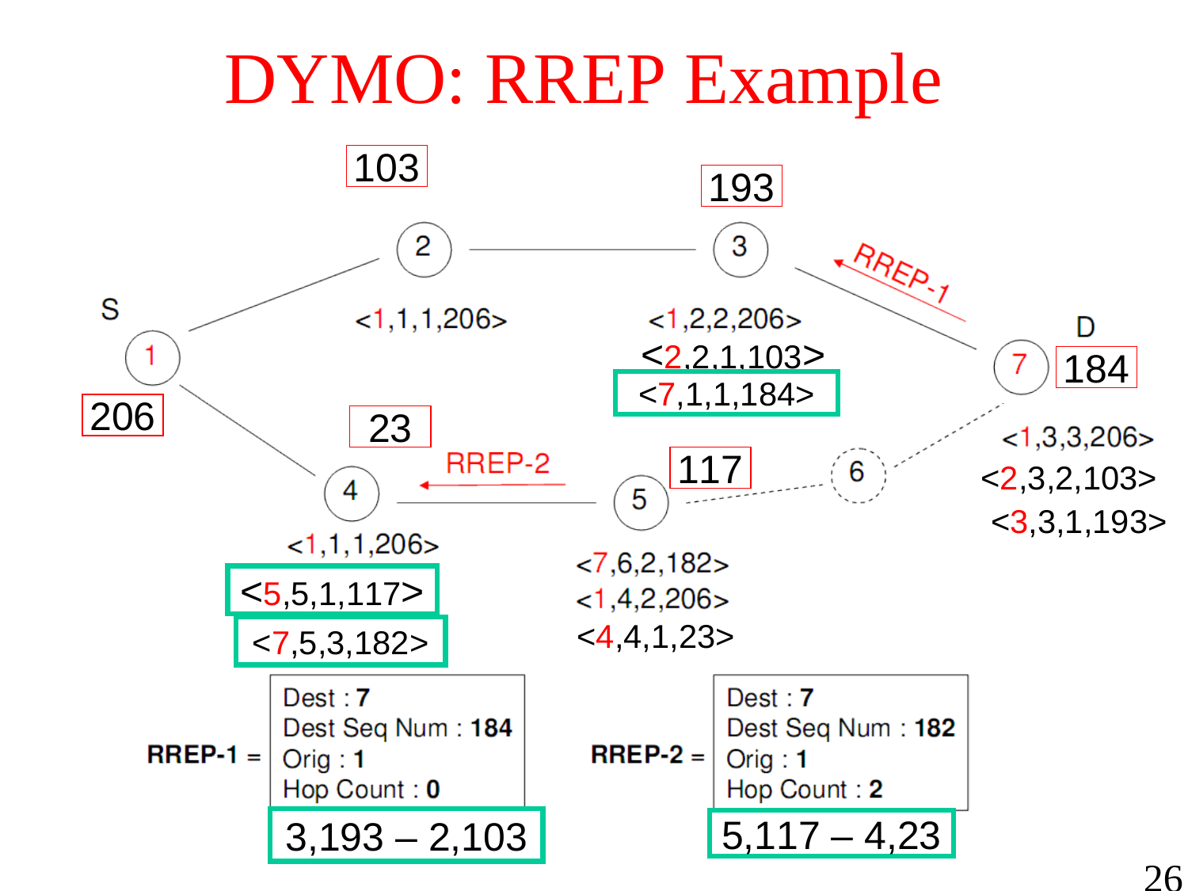# DYMO: RREP Example

S — Node 1: 206

Node 2: 103
- <1,1,1,206>

Node 3: 193
- <1,2,2,206>
- <2,2,1,103>
- <7,1,1,184>

D — Node 7: 184
- <1,3,3,206>
- <2,3,2,103>
- <3,3,1,193>

Node 4: 23
- <1,1,1,206>
- <5,5,1,117>
- <7,5,3,182>

Node 5: 117
- <7,6,2,182>
- <1,4,2,206>
- <4,4,1,23>

Node 6

RREP-1 (from 7 to 3)

RREP-2 (from 5 to 4)

**RREP-1** =
- Dest : **7**
- Dest Seq Num : **184**
- Orig : **1**
- Hop Count : **0**

3,193 – 2,103

**RREP-2** =
- Dest : **7**
- Dest Seq Num : **182**
- Orig : **1**
- Hop Count : **2**

5,117 – 4,23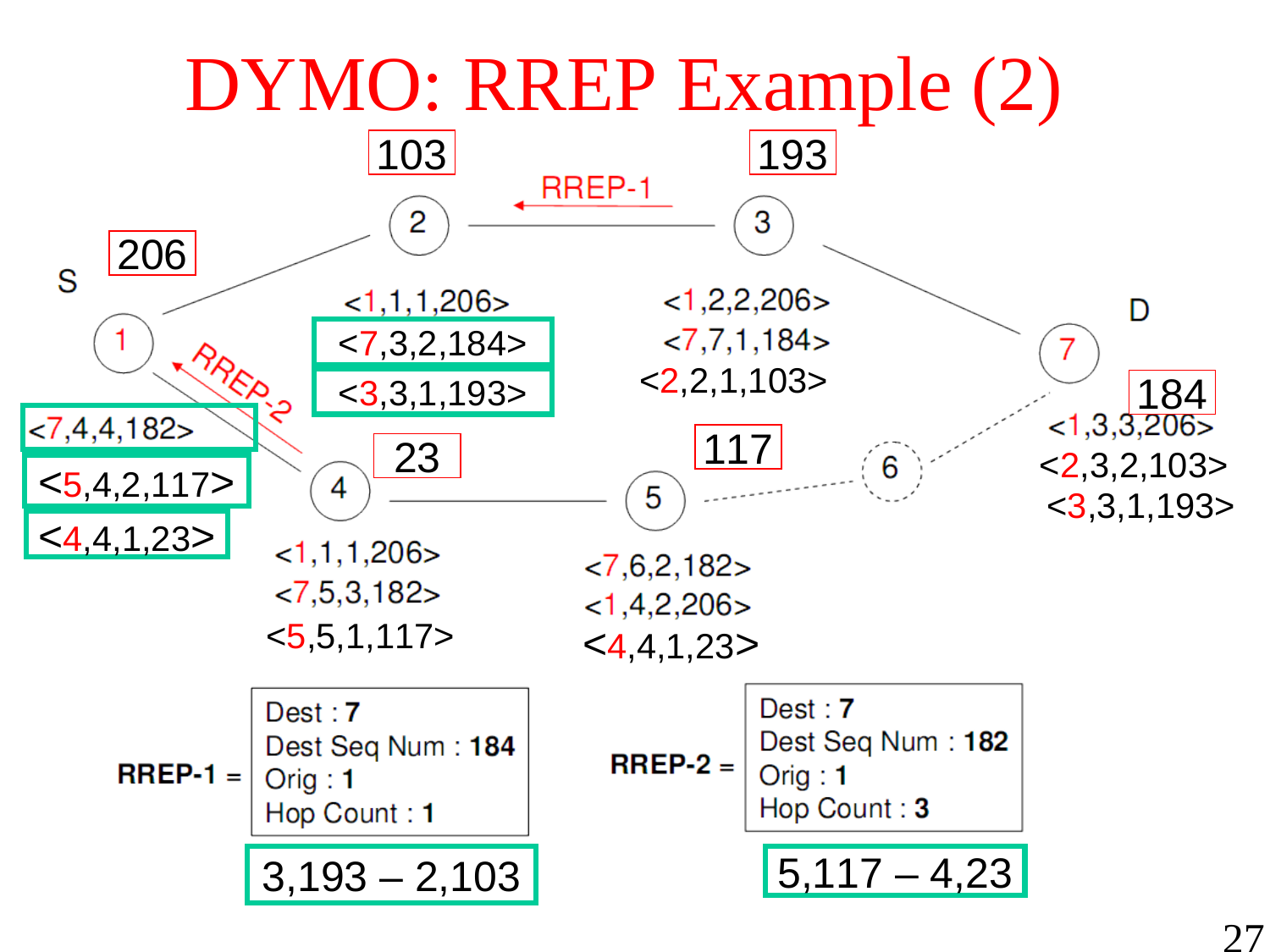# DYMO: RREP Example (2)

Node 1 (S), sequence number 206:
- <7,4,4,182>
- <5,4,2,117>
- <4,4,1,23>

Node 2, sequence number 103:
- <1,1,1,206>
- <7,3,2,184>
- <3,3,1,193>

Node 3, sequence number 193:
- <1,2,2,206>
- <7,7,1,184>
- <2,2,1,103>

Node 4, sequence number 23:
- <1,1,1,206>
- <7,5,3,182>
- <5,5,1,117>

Node 5, sequence number 117:
- <7,6,2,182>
- <1,4,2,206>
- <4,4,1,23>

Node 6

Node 7 (D), sequence number 184:
- <1,3,3,206>
- <2,3,2,103>
- <3,3,1,193>

RREP-1 (3 → 2), RREP-2 (4 → 1)

**RREP-1** =
- Dest : **7**
- Dest Seq Num : **184**
- Orig : **1**
- Hop Count : **1**

3,193 – 2,103

**RREP-2** =
- Dest : **7**
- Dest Seq Num : **182**
- Orig : **1**
- Hop Count : **3**

5,117 – 4,23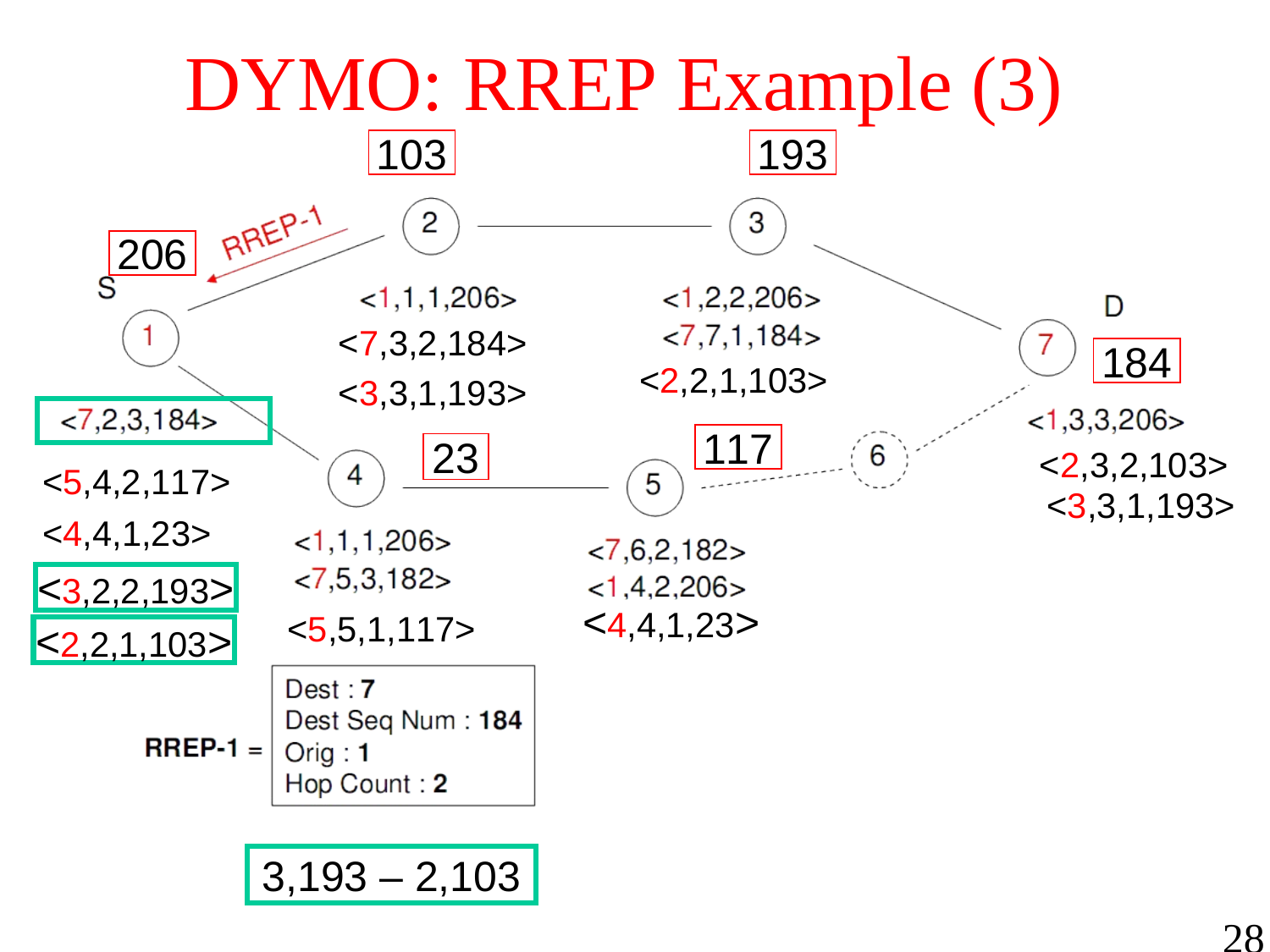# DYMO: RREP Example (3)

103

193

206

S

RREP-1

1

2

3

D

7

184

<1,1,1,206>
<7,3,2,184>
<3,3,1,193>

<1,2,2,206>
<7,7,1,184>
<2,2,1,103>

<7,2,3,184>

<5,4,2,117>

<4,4,1,23>

<3,2,2,193>

<2,2,1,103>

4

23

5

117

6

<1,3,3,206>
<2,3,2,103>
<3,3,1,193>

<1,1,1,206>
<7,5,3,182>
<5,5,1,117>

<7,6,2,182>
<1,4,2,206>
<4,4,1,23>

RREP-1 =

| |
|---|
| Dest : **7** |
| Dest Seq Num : **184** |
| Orig : **1** |
| Hop Count : **2** |

3,193 – 2,103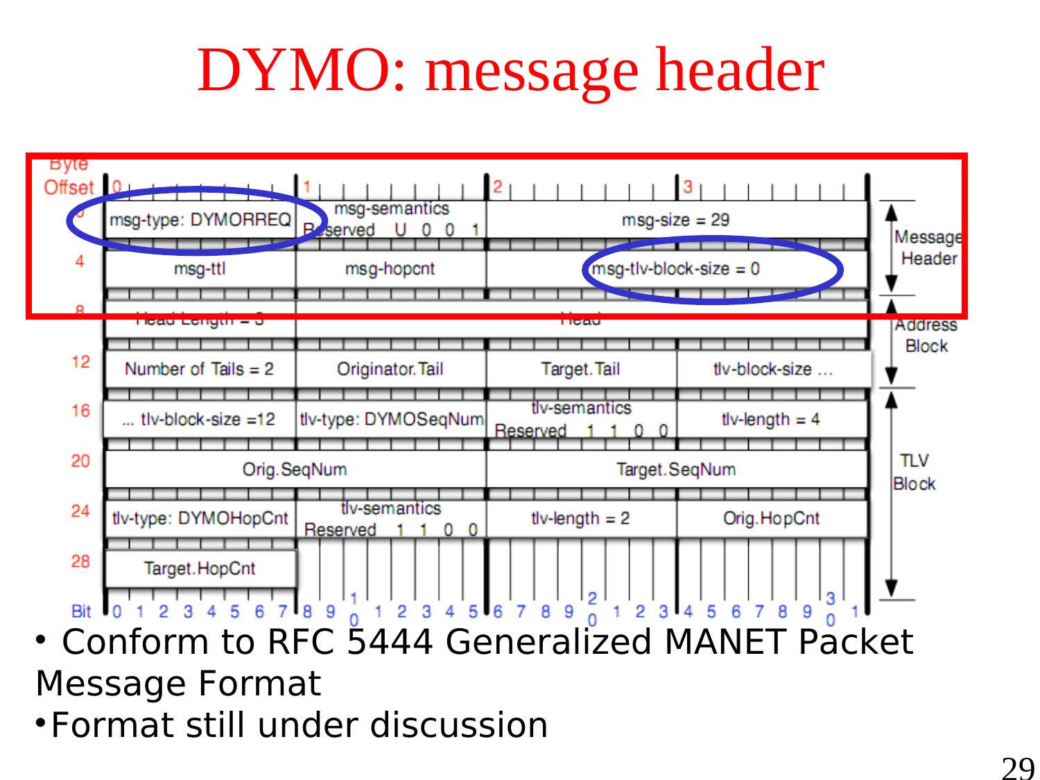# DYMO: message header

| Byte Offset | Bits 0–7 | Bits 8–15 | Bits 16–23 | Bits 24–31 | |
|---|---|---|---|---|---|
| 0 | msg-type: DYMORREQ | msg-semantics Reserved U 0 0 1 | msg-size = 29 | | Message Header |
| 4 | msg-ttl | msg-hopcnt | msg-tlv-block-size = 0 | | |
| 8 | Head Length = 3 | Head | | | Address Block |
| 12 | Number of Tails = 2 | Originator.Tail | Target.Tail | tlv-block-size ... | |
| 16 | ... tlv-block-size =12 | tlv-type: DYMOSeqNum | tlv-semantics Reserved 1 1 0 0 | tlv-length = 4 | TLV Block |
| 20 | Orig.SeqNum | | Target.SeqNum | | |
| 24 | tlv-type: DYMOHopCnt | tlv-semantics Reserved 1 1 0 0 | tlv-length = 2 | Orig.HopCnt | |
| 28 | Target.HopCnt | | | | |

- Conform to RFC 5444 Generalized MANET Packet Message Format
- Format still under discussion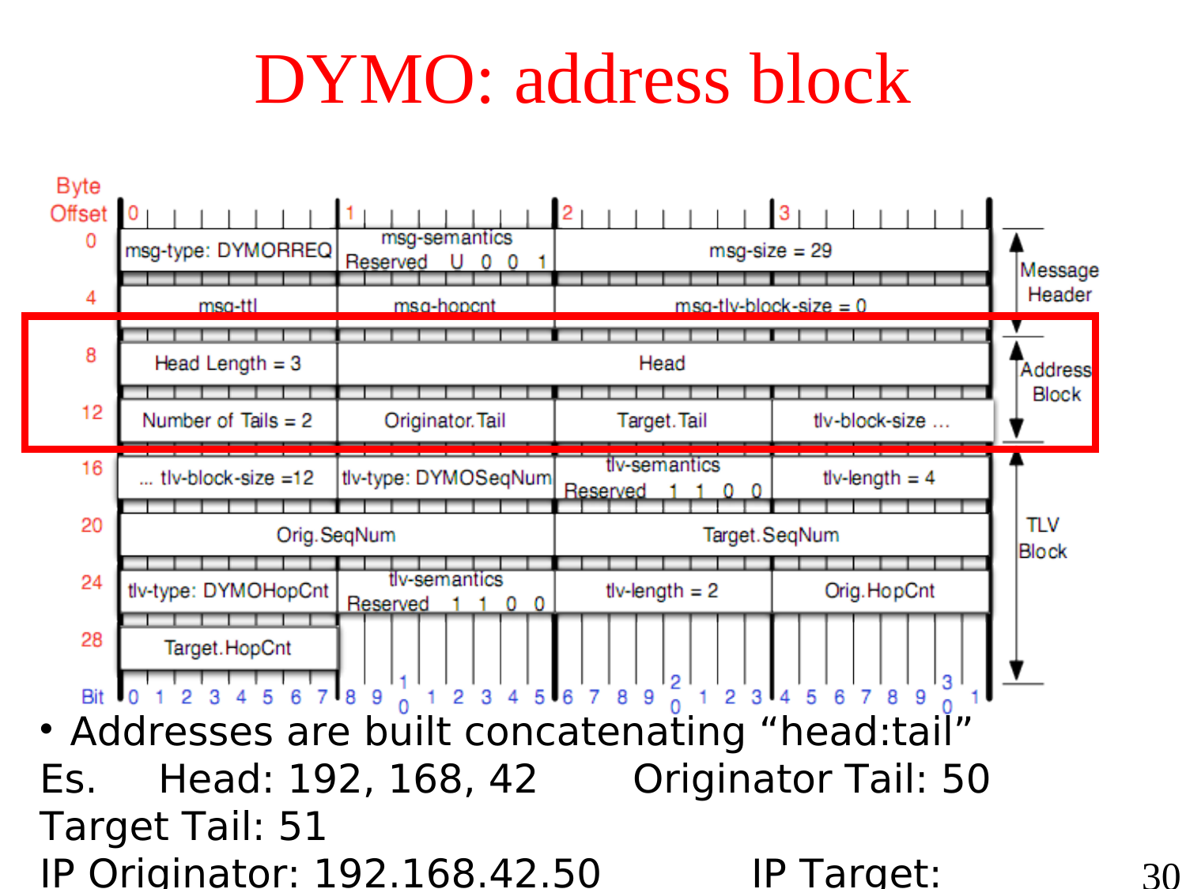# DYMO: address block

| Byte Offset | 0 | 1 | 2 | 3 | |
|---|---|---|---|---|---|
| 0 | msg-type: DYMORREQ | msg-semantics Reserved U 0 0 1 | msg-size = 29 | | Message Header |
| 4 | msg-ttl | msg-hopcnt | msg-tlv-block-size = 0 | | |
| 8 | Head Length = 3 | Head | | | Address Block |
| 12 | Number of Tails = 2 | Originator.Tail | Target.Tail | tlv-block-size ... | |
| 16 | ... tlv-block-size =12 | tlv-type: DYMOSeqNum | tlv-semantics Reserved 1 1 0 0 | tlv-length = 4 | TLV Block |
| 20 | Orig.SeqNum | | Target.SeqNum | | |
| 24 | tlv-type: DYMOHopCnt | tlv-semantics Reserved 1 1 0 0 | tlv-length = 2 | Orig.HopCnt | |
| 28 | Target.HopCnt | | | | |

- Addresses are built concatenating “head:tail”

Es. Head: 192, 168, 42 Originator Tail: 50
Target Tail: 51
IP Originator: 192.168.42.50 IP Target: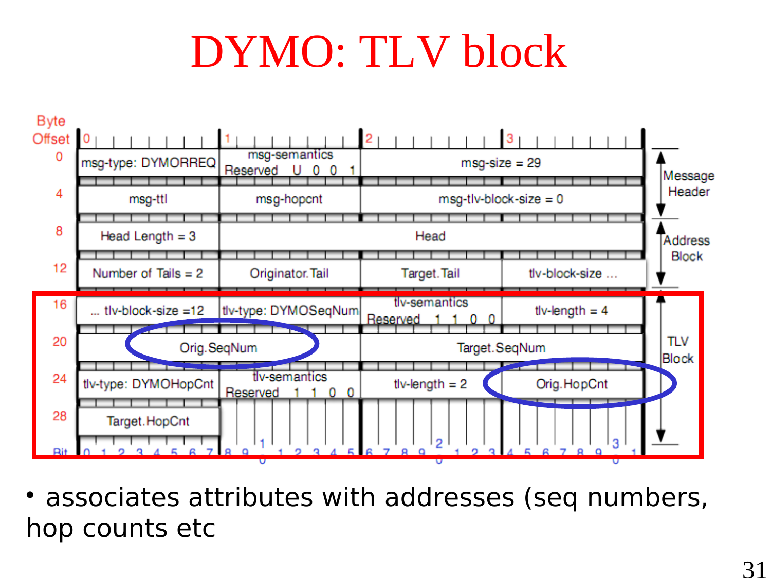# DYMO: TLV block

| Byte Offset | 0 | 1 | 2 | 3 | |
|---|---|---|---|---|---|
| 0 | msg-type: DYMORREQ | msg-semantics Reserved U 0 0 1 | msg-size = 29 | | Message Header |
| 4 | msg-ttl | msg-hopcnt | msg-tlv-block-size = 0 | | Message Header |
| 8 | Head Length = 3 | Head | | | Address Block |
| 12 | Number of Tails = 2 | Originator.Tail | Target.Tail | tlv-block-size ... | Address Block |
| 16 | ... tlv-block-size =12 | tlv-type: DYMOSeqNum | tlv-semantics Reserved 1 1 0 0 | tlv-length = 4 | TLV Block |
| 20 | Orig.SeqNum | | Target.SeqNum | | TLV Block |
| 24 | tlv-type: DYMOHopCnt | tlv-semantics Reserved 1 1 0 0 | tlv-length = 2 | Orig.HopCnt | TLV Block |
| 28 | Target.HopCnt | | | | TLV Block |

- associates attributes with addresses (seq numbers, hop counts etc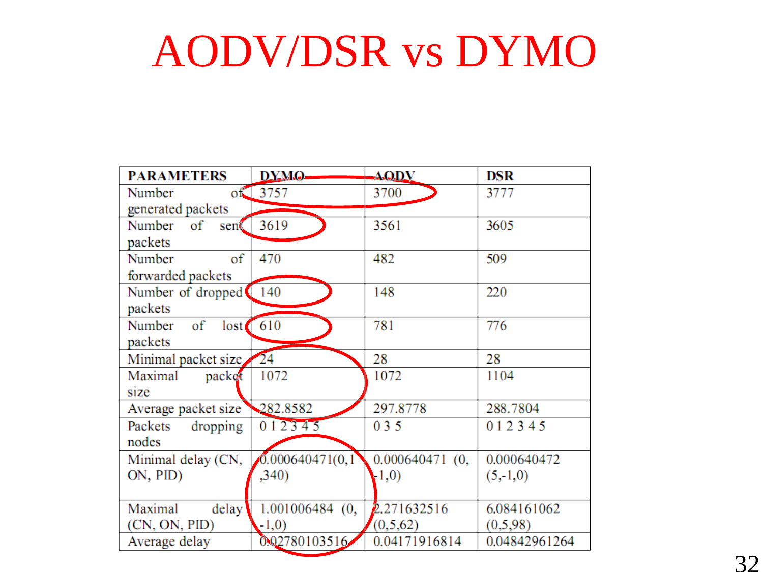# AODV/DSR vs DYMO

| PARAMETERS | DYMO | AODV | DSR |
|---|---|---|---|
| Number of generated packets | 3757 | 3700 | 3777 |
| Number of sent packets | 3619 | 3561 | 3605 |
| Number of forwarded packets | 470 | 482 | 509 |
| Number of dropped packets | 140 | 148 | 220 |
| Number of lost packets | 610 | 781 | 776 |
| Minimal packet size | 24 | 28 | 28 |
| Maximal packet size | 1072 | 1072 | 1104 |
| Average packet size | 282.8582 | 297.8778 | 288.7804 |
| Packets dropping nodes | 0 1 2 3 4 5 | 0 3 5 | 0 1 2 3 4 5 |
| Minimal delay (CN, ON, PID) | 0.000640471(0,1,340) | 0.000640471 (0,-1,0) | 0.000640472 (5,-1,0) |
| Maximal delay (CN, ON, PID) | 1.001006484 (0,-1,0) | 2.271632516 (0,5,62) | 6.084161062 (0,5,98) |
| Average delay | 0.02780103516 | 0.04171916814 | 0.04842961264 |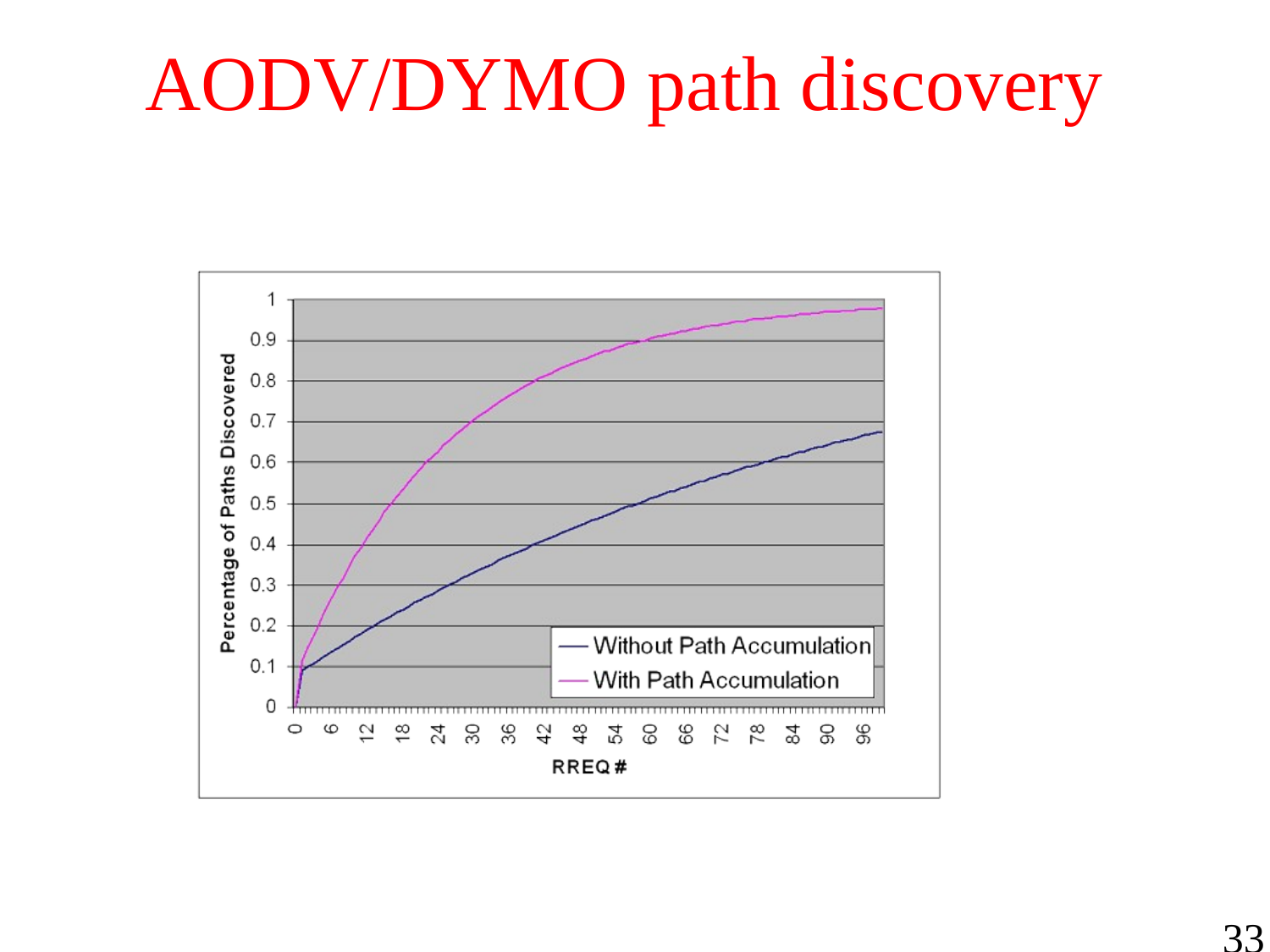# AODV/DYMO path discovery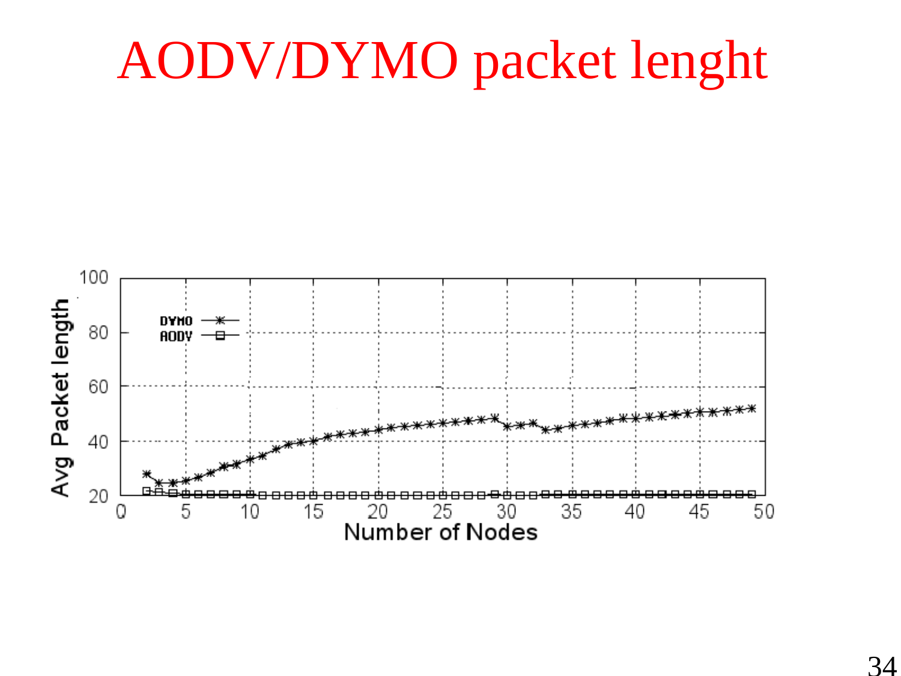# AODV/DYMO packet lenght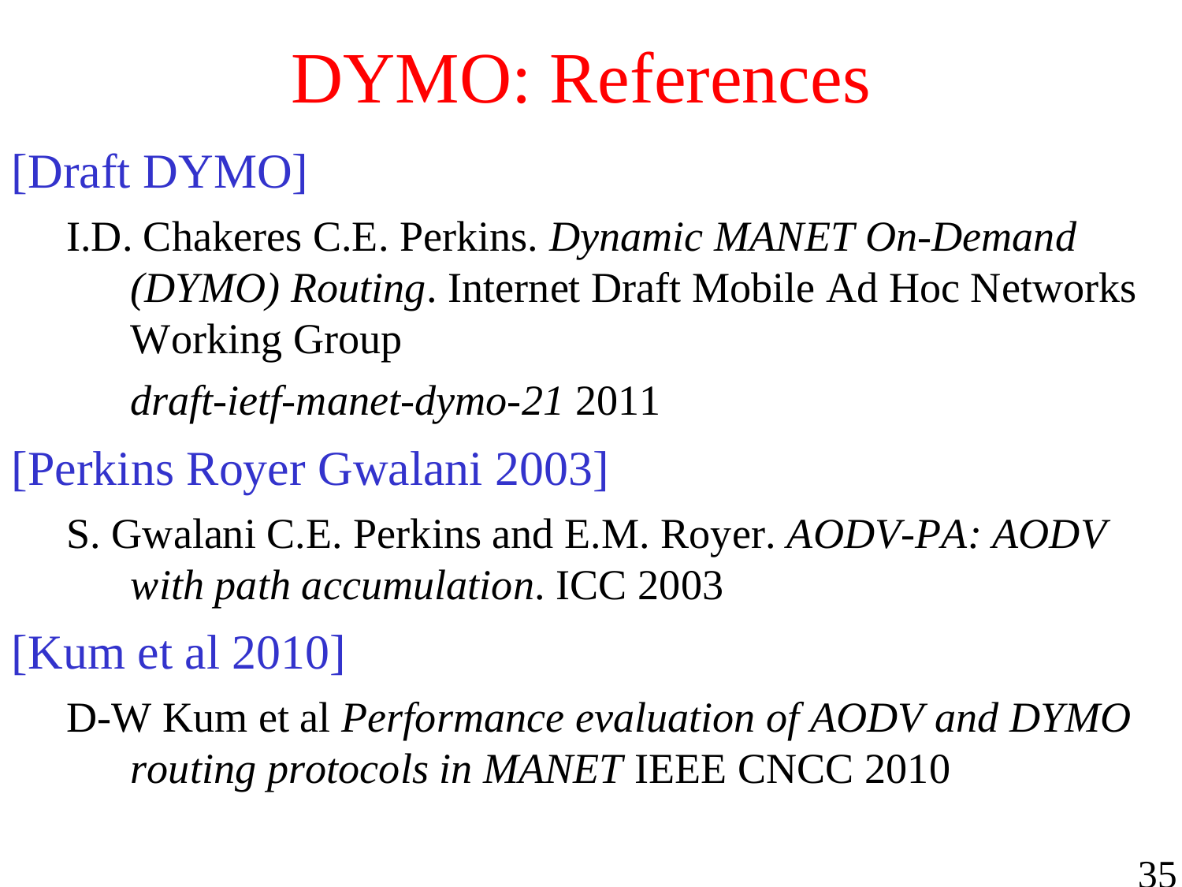# DYMO: References

[Draft DYMO]

I.D. Chakeres C.E. Perkins. *Dynamic MANET On-Demand (DYMO) Routing*. Internet Draft Mobile Ad Hoc Networks Working Group

*draft-ietf-manet-dymo-21* 2011

[Perkins Royer Gwalani 2003]

S. Gwalani C.E. Perkins and E.M. Royer. *AODV-PA: AODV with path accumulation*. ICC 2003

[Kum et al 2010]

D-W Kum et al *Performance evaluation of AODV and DYMO routing protocols in MANET* IEEE CNCC 2010